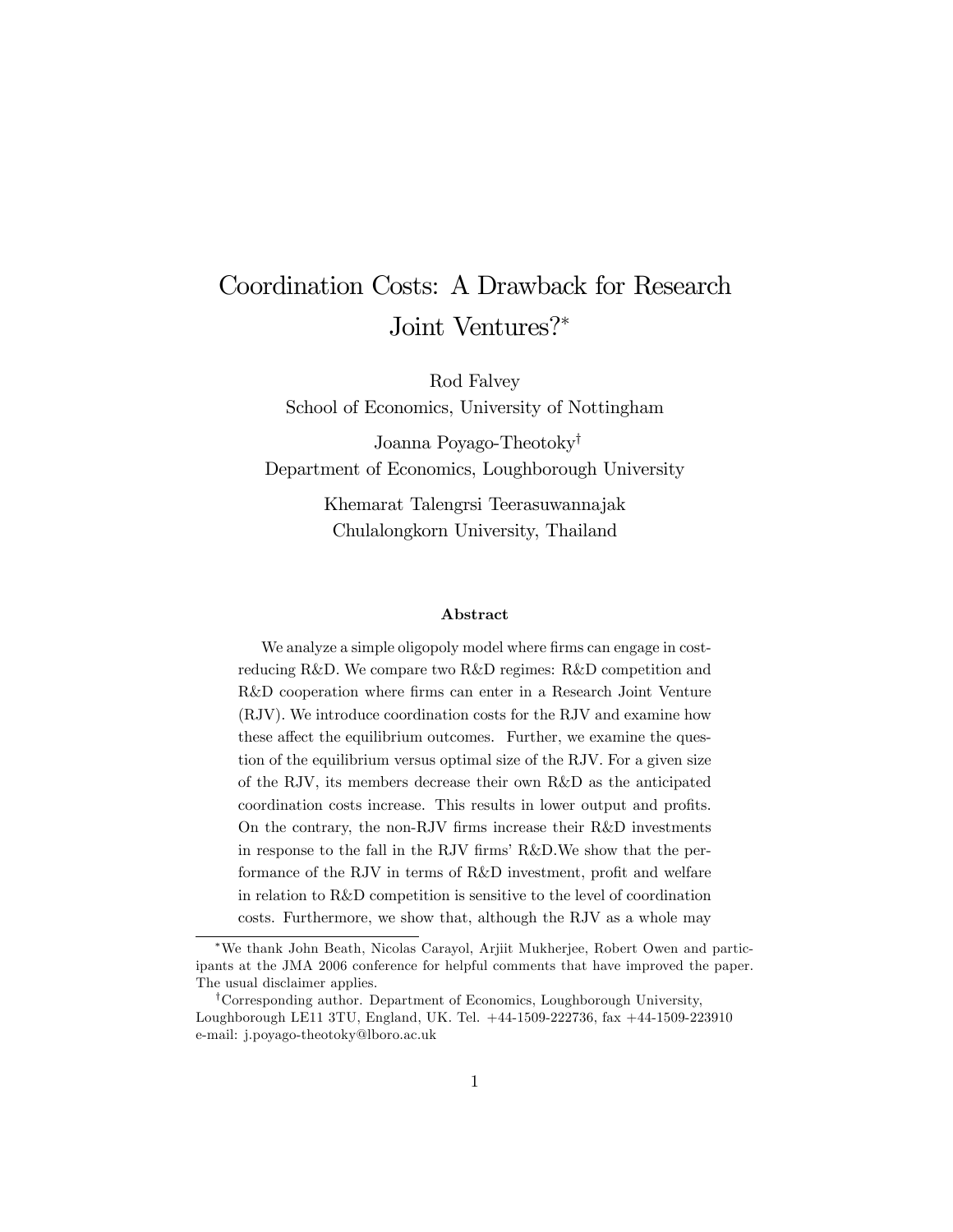# Coordination Costs: A Drawback for Research Joint Ventures?*

Rod Falvey
School of Economics, University of Nottingham

Joanna Poyago-Theotoky[†]
Department of Economics, Loughborough University

Khemarat Talengrsi Teerasuwannajak
Chulalongkorn University, Thailand

### Abstract

We analyze a simple oligopoly model where firms can engage in cost-reducing R&D. We compare two R&D regimes: R&D competition and R&D cooperation where firms can enter in a Research Joint Venture (RJV). We introduce coordination costs for the RJV and examine how these affect the equilibrium outcomes. Further, we examine the question of the equilibrium versus optimal size of the RJV. For a given size of the RJV, its members decrease their own R&D as the anticipated coordination costs increase. This results in lower output and profits. On the contrary, the non-RJV firms increase their R&D investments in response to the fall in the RJV firms' R&D.We show that the performance of the RJV in terms of R&D investment, profit and welfare in relation to R&D competition is sensitive to the level of coordination costs. Furthermore, we show that, although the RJV as a whole may

---

*We thank John Beath, Nicolas Carayol, Arjiit Mukherjee, Robert Owen and participants at the JMA 2006 conference for helpful comments that have improved the paper. The usual disclaimer applies.

†Corresponding author. Department of Economics, Loughborough University, Loughborough LE11 3TU, England, UK. Tel. +44-1509-222736, fax +44-1509-223910 e-mail: j.poyago-theotoky@lboro.ac.uk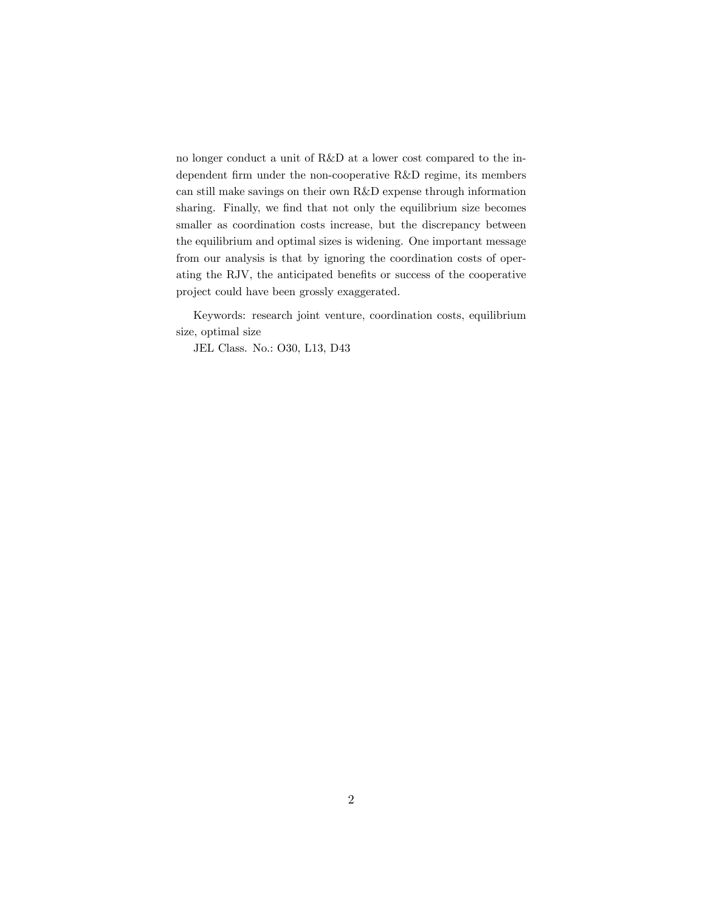no longer conduct a unit of R&D at a lower cost compared to the independent firm under the non-cooperative R&D regime, its members can still make savings on their own R&D expense through information sharing. Finally, we find that not only the equilibrium size becomes smaller as coordination costs increase, but the discrepancy between the equilibrium and optimal sizes is widening. One important message from our analysis is that by ignoring the coordination costs of operating the RJV, the anticipated benefits or success of the cooperative project could have been grossly exaggerated.

Keywords: research joint venture, coordination costs, equilibrium size, optimal size

JEL Class. No.: O30, L13, D43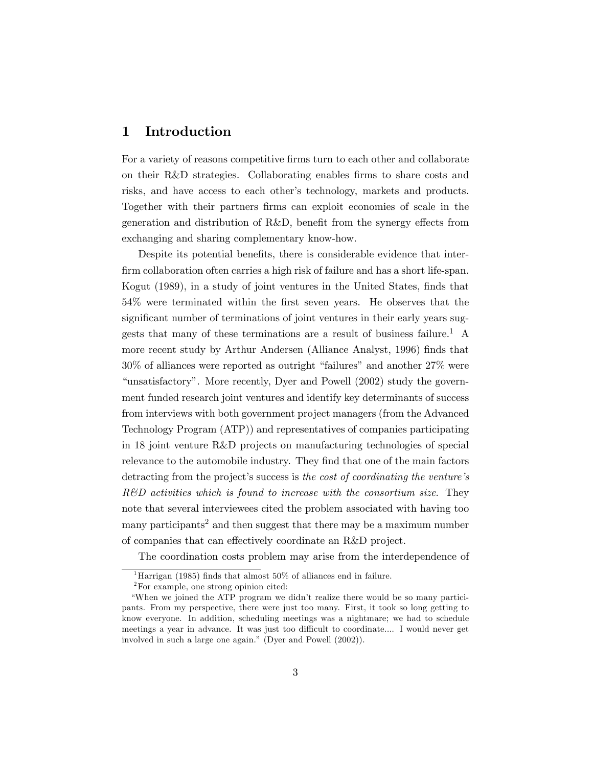# 1 Introduction

For a variety of reasons competitive firms turn to each other and collaborate on their R&D strategies. Collaborating enables firms to share costs and risks, and have access to each other's technology, markets and products. Together with their partners firms can exploit economies of scale in the generation and distribution of R&D, benefit from the synergy effects from exchanging and sharing complementary know-how.

Despite its potential benefits, there is considerable evidence that inter-firm collaboration often carries a high risk of failure and has a short life-span. Kogut (1989), in a study of joint ventures in the United States, finds that 54% were terminated within the first seven years. He observes that the significant number of terminations of joint ventures in their early years suggests that many of these terminations are a result of business failure.[1] A more recent study by Arthur Andersen (Alliance Analyst, 1996) finds that 30% of alliances were reported as outright "failures" and another 27% were "unsatisfactory". More recently, Dyer and Powell (2002) study the government funded research joint ventures and identify key determinants of success from interviews with both government project managers (from the Advanced Technology Program (ATP)) and representatives of companies participating in 18 joint venture R&D projects on manufacturing technologies of special relevance to the automobile industry. They find that one of the main factors detracting from the project's success is *the cost of coordinating the venture's R&D activities which is found to increase with the consortium size*. They note that several interviewees cited the problem associated with having too many participants[2] and then suggest that there may be a maximum number of companies that can effectively coordinate an R&D project.

The coordination costs problem may arise from the interdependence of

---

[1] Harrigan (1985) finds that almost 50% of alliances end in failure.

[2] For example, one strong opinion cited:

"When we joined the ATP program we didn't realize there would be so many participants. From my perspective, there were just too many. First, it took so long getting to know everyone. In addition, scheduling meetings was a nightmare; we had to schedule meetings a year in advance. It was just too difficult to coordinate.... I would never get involved in such a large one again." (Dyer and Powell (2002)).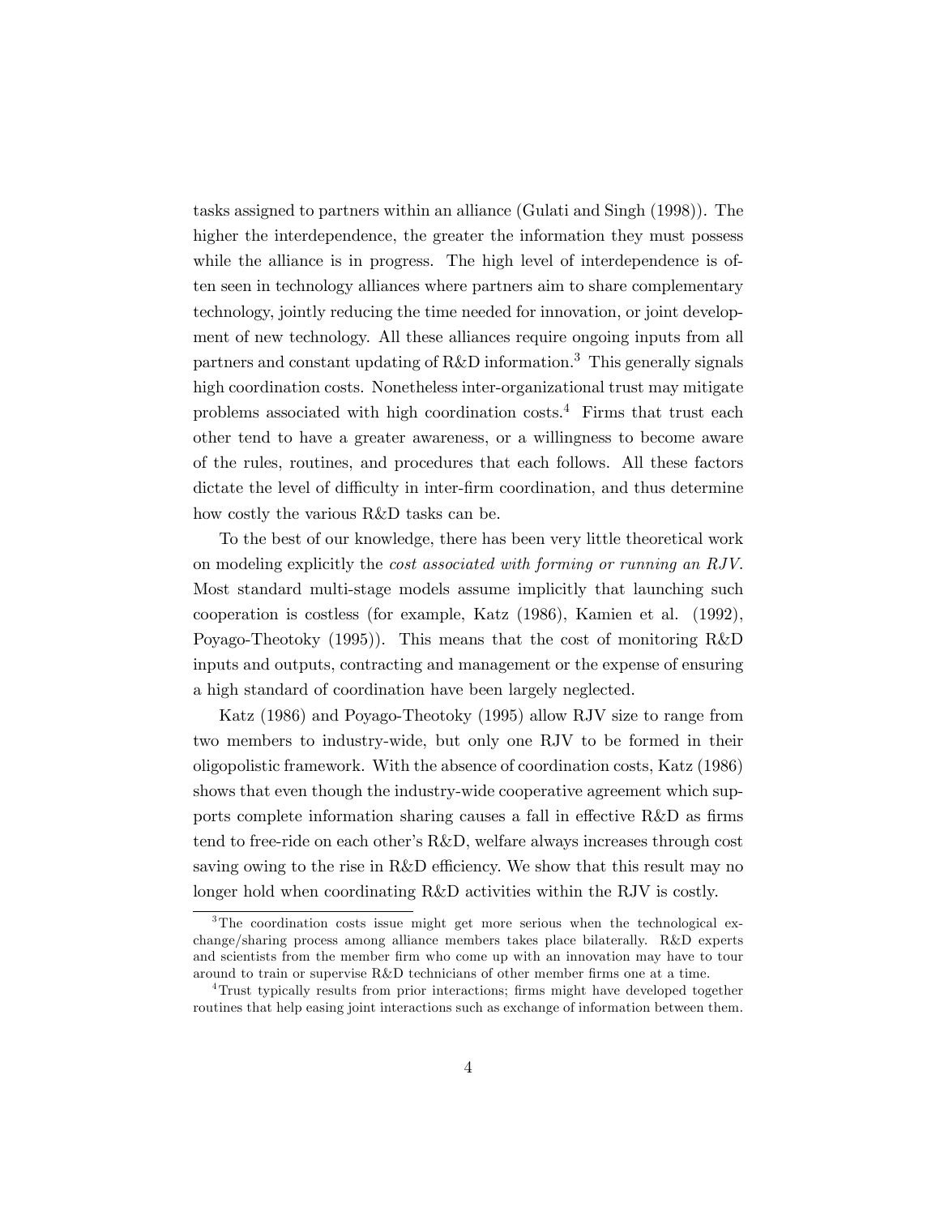tasks assigned to partners within an alliance (Gulati and Singh (1998)). The higher the interdependence, the greater the information they must possess while the alliance is in progress. The high level of interdependence is often seen in technology alliances where partners aim to share complementary technology, jointly reducing the time needed for innovation, or joint development of new technology. All these alliances require ongoing inputs from all partners and constant updating of R&D information.[3] This generally signals high coordination costs. Nonetheless inter-organizational trust may mitigate problems associated with high coordination costs.[4] Firms that trust each other tend to have a greater awareness, or a willingness to become aware of the rules, routines, and procedures that each follows. All these factors dictate the level of difficulty in inter-firm coordination, and thus determine how costly the various R&D tasks can be.

To the best of our knowledge, there has been very little theoretical work on modeling explicitly the *cost associated with forming or running an RJV*. Most standard multi-stage models assume implicitly that launching such cooperation is costless (for example, Katz (1986), Kamien et al. (1992), Poyago-Theotoky (1995)). This means that the cost of monitoring R&D inputs and outputs, contracting and management or the expense of ensuring a high standard of coordination have been largely neglected.

Katz (1986) and Poyago-Theotoky (1995) allow RJV size to range from two members to industry-wide, but only one RJV to be formed in their oligopolistic framework. With the absence of coordination costs, Katz (1986) shows that even though the industry-wide cooperative agreement which supports complete information sharing causes a fall in effective R&D as firms tend to free-ride on each other's R&D, welfare always increases through cost saving owing to the rise in R&D efficiency. We show that this result may no longer hold when coordinating R&D activities within the RJV is costly.

[3] The coordination costs issue might get more serious when the technological exchange/sharing process among alliance members takes place bilaterally. R&D experts and scientists from the member firm who come up with an innovation may have to tour around to train or supervise R&D technicians of other member firms one at a time.

[4] Trust typically results from prior interactions; firms might have developed together routines that help easing joint interactions such as exchange of information between them.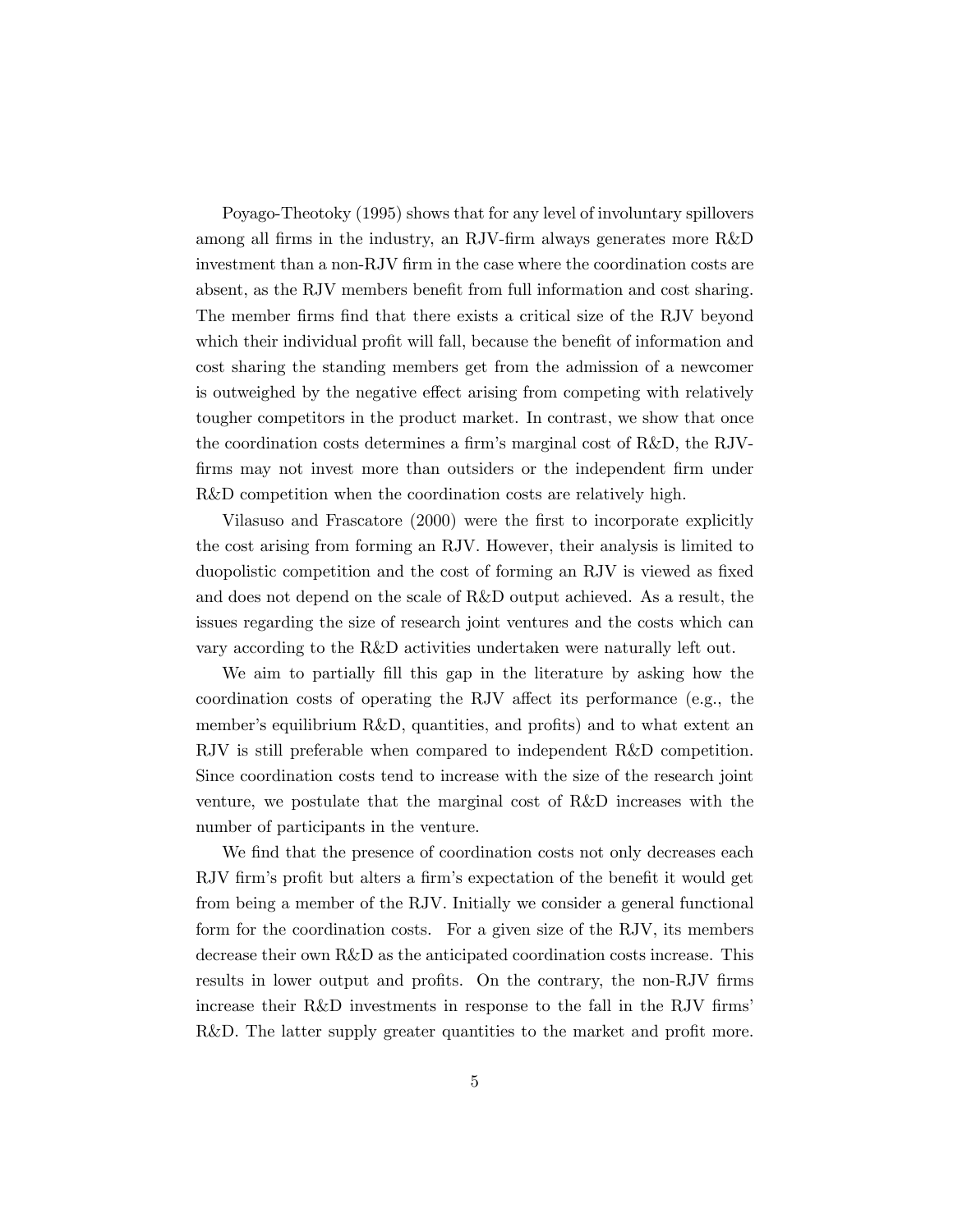Poyago-Theotoky (1995) shows that for any level of involuntary spillovers among all firms in the industry, an RJV-firm always generates more R&D investment than a non-RJV firm in the case where the coordination costs are absent, as the RJV members benefit from full information and cost sharing. The member firms find that there exists a critical size of the RJV beyond which their individual profit will fall, because the benefit of information and cost sharing the standing members get from the admission of a newcomer is outweighed by the negative effect arising from competing with relatively tougher competitors in the product market. In contrast, we show that once the coordination costs determines a firm's marginal cost of R&D, the RJV-firms may not invest more than outsiders or the independent firm under R&D competition when the coordination costs are relatively high.

Vilasuso and Frascatore (2000) were the first to incorporate explicitly the cost arising from forming an RJV. However, their analysis is limited to duopolistic competition and the cost of forming an RJV is viewed as fixed and does not depend on the scale of R&D output achieved. As a result, the issues regarding the size of research joint ventures and the costs which can vary according to the R&D activities undertaken were naturally left out.

We aim to partially fill this gap in the literature by asking how the coordination costs of operating the RJV affect its performance (e.g., the member's equilibrium R&D, quantities, and profits) and to what extent an RJV is still preferable when compared to independent R&D competition. Since coordination costs tend to increase with the size of the research joint venture, we postulate that the marginal cost of R&D increases with the number of participants in the venture.

We find that the presence of coordination costs not only decreases each RJV firm's profit but alters a firm's expectation of the benefit it would get from being a member of the RJV. Initially we consider a general functional form for the coordination costs. For a given size of the RJV, its members decrease their own R&D as the anticipated coordination costs increase. This results in lower output and profits. On the contrary, the non-RJV firms increase their R&D investments in response to the fall in the RJV firms' R&D. The latter supply greater quantities to the market and profit more.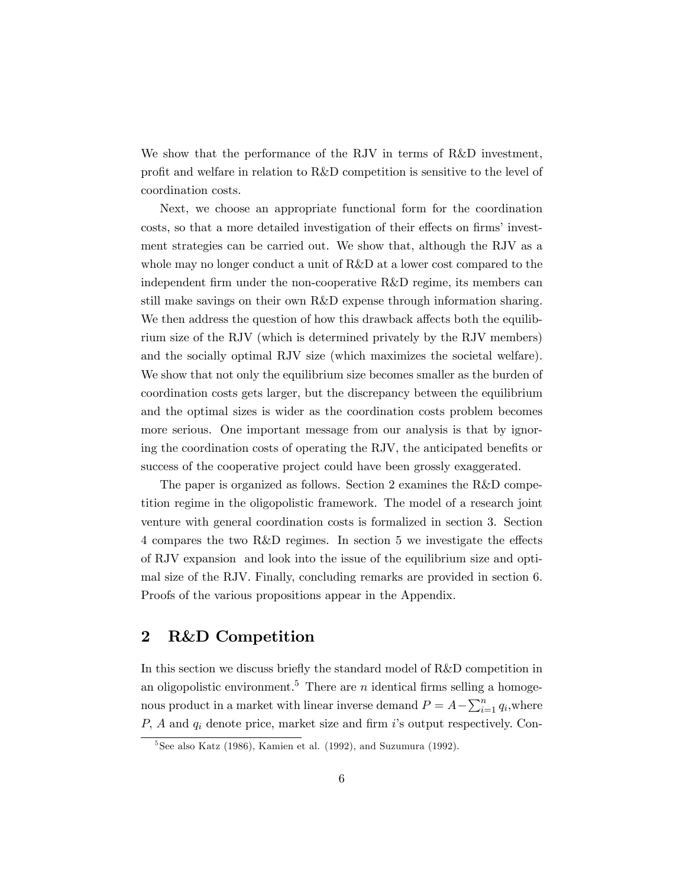We show that the performance of the RJV in terms of R&D investment, profit and welfare in relation to R&D competition is sensitive to the level of coordination costs.

Next, we choose an appropriate functional form for the coordination costs, so that a more detailed investigation of their effects on firms' investment strategies can be carried out. We show that, although the RJV as a whole may no longer conduct a unit of R&D at a lower cost compared to the independent firm under the non-cooperative R&D regime, its members can still make savings on their own R&D expense through information sharing. We then address the question of how this drawback affects both the equilibrium size of the RJV (which is determined privately by the RJV members) and the socially optimal RJV size (which maximizes the societal welfare). We show that not only the equilibrium size becomes smaller as the burden of coordination costs gets larger, but the discrepancy between the equilibrium and the optimal sizes is wider as the coordination costs problem becomes more serious. One important message from our analysis is that by ignoring the coordination costs of operating the RJV, the anticipated benefits or success of the cooperative project could have been grossly exaggerated.

The paper is organized as follows. Section 2 examines the R&D competition regime in the oligopolistic framework. The model of a research joint venture with general coordination costs is formalized in section 3. Section 4 compares the two R&D regimes. In section 5 we investigate the effects of RJV expansion and look into the issue of the equilibrium size and optimal size of the RJV. Finally, concluding remarks are provided in section 6. Proofs of the various propositions appear in the Appendix.

## 2 R&D Competition

In this section we discuss briefly the standard model of R&D competition in an oligopolistic environment.[5] There are $n$ identical firms selling a homogenous product in a market with linear inverse demand $P = A - \sum_{i=1}^{n} q_i$, where $P$, $A$ and $q_i$ denote price, market size and firm $i$'s output respectively. Con-

[5] See also Katz (1986), Kamien et al. (1992), and Suzumura (1992).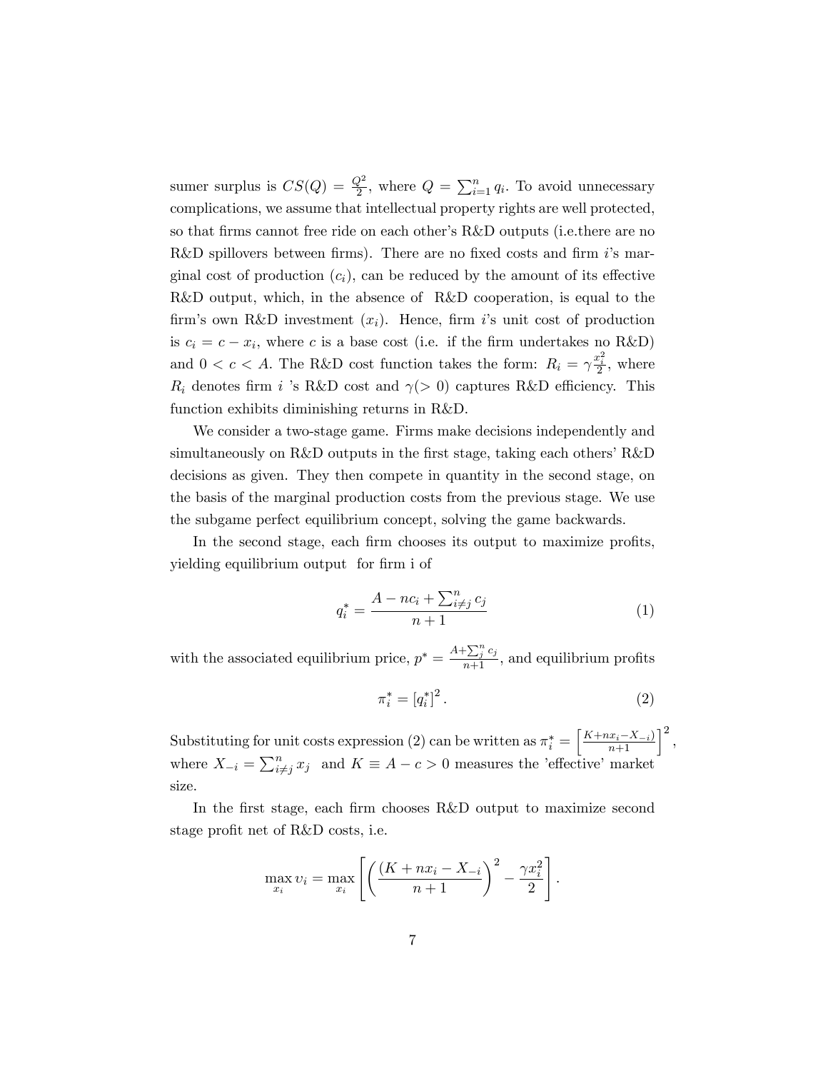sumer surplus is $CS(Q) = \frac{Q^2}{2}$, where $Q = \sum_{i=1}^{n} q_i$. To avoid unnecessary complications, we assume that intellectual property rights are well protected, so that firms cannot free ride on each other's R&D outputs (i.e.there are no R&D spillovers between firms). There are no fixed costs and firm $i$'s marginal cost of production ($c_i$), can be reduced by the amount of its effective R&D output, which, in the absence of R&D cooperation, is equal to the firm's own R&D investment ($x_i$). Hence, firm $i$'s unit cost of production is $c_i = c - x_i$, where $c$ is a base cost (i.e. if the firm undertakes no R&D) and $0 < c < A$. The R&D cost function takes the form: $R_i = \gamma \frac{x_i^2}{2}$, where $R_i$ denotes firm $i$ 's R&D cost and $\gamma(> 0)$ captures R&D efficiency. This function exhibits diminishing returns in R&D.

We consider a two-stage game. Firms make decisions independently and simultaneously on R&D outputs in the first stage, taking each others' R&D decisions as given. They then compete in quantity in the second stage, on the basis of the marginal production costs from the previous stage. We use the subgame perfect equilibrium concept, solving the game backwards.

In the second stage, each firm chooses its output to maximize profits, yielding equilibrium output for firm i of

$$q_i^* = \frac{A - nc_i + \sum_{i \neq j}^{n} c_j}{n+1} \tag{1}$$

with the associated equilibrium price, $p^* = \frac{A + \sum_{j}^{n} c_j}{n+1}$, and equilibrium profits

$$\pi_i^* = [q_i^*]^2 . \tag{2}$$

Substituting for unit costs expression (2) can be written as $\pi_i^* = \left[\frac{K + nx_i - X_{-i})}{n+1}\right]^2$, where $X_{-i} = \sum_{i \neq j}^{n} x_j$ and $K \equiv A - c > 0$ measures the 'effective' market size.

In the first stage, each firm chooses R&D output to maximize second stage profit net of R&D costs, i.e.

$$\max_{x_i} \upsilon_i = \max_{x_i} \left[ \left( \frac{(K + nx_i - X_{-i}}{n+1} \right)^2 - \frac{\gamma x_i^2}{2} \right].$$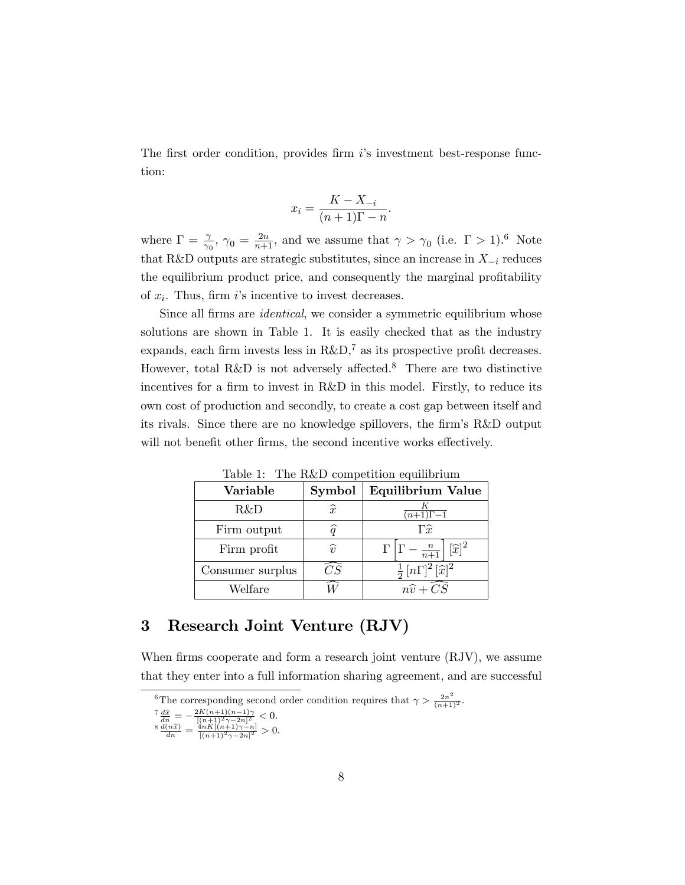The first order condition, provides firm $i$'s investment best-response function:

$$x_i = \frac{K - X_{-i}}{(n+1)\Gamma - n}.$$

where $\Gamma = \frac{\gamma}{\gamma_0}$, $\gamma_0 = \frac{2n}{n+1}$, and we assume that $\gamma > \gamma_0$ (i.e. $\Gamma > 1$).[6] Note that R&D outputs are strategic substitutes, since an increase in $X_{-i}$ reduces the equilibrium product price, and consequently the marginal profitability of $x_i$. Thus, firm $i$'s incentive to invest decreases.

Since all firms are *identical*, we consider a symmetric equilibrium whose solutions are shown in Table 1. It is easily checked that as the industry expands, each firm invests less in R&D,[7] as its prospective profit decreases. However, total R&D is not adversely affected.[8] There are two distinctive incentives for a firm to invest in R&D in this model. Firstly, to reduce its own cost of production and secondly, to create a cost gap between itself and its rivals. Since there are no knowledge spillovers, the firm's R&D output will not benefit other firms, the second incentive works effectively.

Table 1: The R&D competition equilibrium

| **Variable** | **Symbol** | **Equilibrium Value** |
|---|---|---|
| R&D | $\widehat{x}$ | $\frac{K}{(n+1)\Gamma-1}$ |
| Firm output | $\widehat{q}$ | $\Gamma\widehat{x}$ |
| Firm profit | $\widehat{v}$ | $\Gamma\left[\Gamma - \frac{n}{n+1}\right][\widehat{x}]^2$ |
| Consumer surplus | $\widehat{CS}$ | $\frac{1}{2}[n\Gamma]^2[\widehat{x}]^2$ |
| Welfare | $\widehat{W}$ | $n\widehat{v} + \widehat{CS}$ |

## 3 Research Joint Venture (RJV)

When firms cooperate and form a research joint venture (RJV), we assume that they enter into a full information sharing agreement, and are successful

---

[6] The corresponding second order condition requires that $\gamma > \frac{2n^2}{(n+1)^2}$.

[7] $\frac{d\widehat{x}}{dn} = -\frac{2K(n+1)(n-1)\gamma}{[(n+1)^2\gamma-2n]^2} < 0$.

[8] $\frac{d(n\widehat{x})}{dn} = \frac{4nK[(n+1)\gamma-n]}{[(n+1)^2\gamma-2n]^2} > 0$.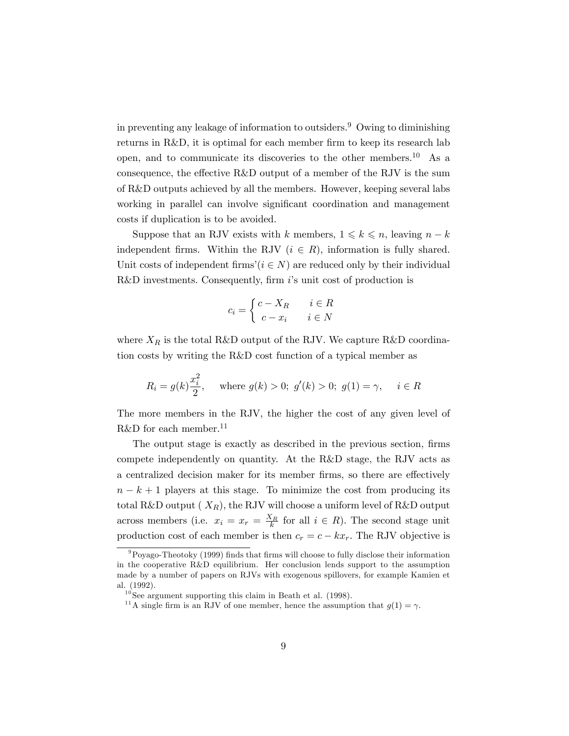in preventing any leakage of information to outsiders.[9] Owing to diminishing returns in R&D, it is optimal for each member firm to keep its research lab open, and to communicate its discoveries to the other members.[10] As a consequence, the effective R&D output of a member of the RJV is the sum of R&D outputs achieved by all the members. However, keeping several labs working in parallel can involve significant coordination and management costs if duplication is to be avoided.

Suppose that an RJV exists with $k$ members, $1 \leqslant k \leqslant n$, leaving $n-k$ independent firms. Within the RJV ($i \in R$), information is fully shared. Unit costs of independent firms'($i \in N$) are reduced only by their individual R&D investments. Consequently, firm $i$'s unit cost of production is

$$c_i = \begin{cases} c - X_R & i \in R \\ c - x_i & i \in N \end{cases}$$

where $X_R$ is the total R&D output of the RJV. We capture R&D coordination costs by writing the R&D cost function of a typical member as

$$R_i = g(k)\frac{x_i^2}{2}, \quad \text{where } g(k) > 0;\ g'(k) > 0;\ g(1) = \gamma, \quad i \in R$$

The more members in the RJV, the higher the cost of any given level of R&D for each member.[11]

The output stage is exactly as described in the previous section, firms compete independently on quantity. At the R&D stage, the RJV acts as a centralized decision maker for its member firms, so there are effectively $n-k+1$ players at this stage. To minimize the cost from producing its total R&D output ( $X_R$), the RJV will choose a uniform level of R&D output across members (i.e. $x_i = x_r = \frac{X_R}{k}$ for all $i \in R$). The second stage unit production cost of each member is then $c_r = c - kx_r$. The RJV objective is

[9] Poyago-Theotoky (1999) finds that firms will choose to fully disclose their information in the cooperative R&D equilibrium. Her conclusion lends support to the assumption made by a number of papers on RJVs with exogenous spillovers, for example Kamien et al. (1992).

[10] See argument supporting this claim in Beath et al. (1998).

[11] A single firm is an RJV of one member, hence the assumption that $g(1) = \gamma$.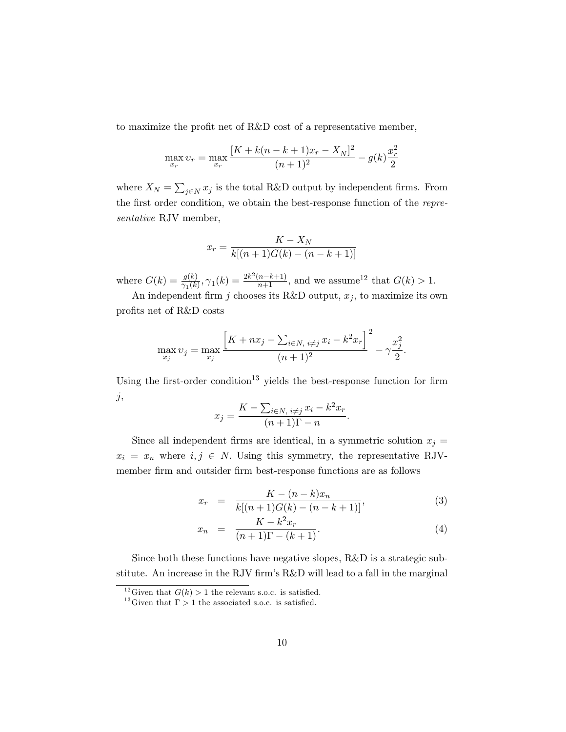to maximize the profit net of R&D cost of a representative member,

$$\max_{x_r} \upsilon_r = \max_{x_r} \frac{[K + k(n-k+1)x_r - X_N]^2}{(n+1)^2} - g(k)\frac{x_r^2}{2}$$

where $X_N = \sum_{j \in N} x_j$ is the total R&D output by independent firms. From the first order condition, we obtain the best-response function of the *representative* RJV member,

$$x_r = \frac{K - X_N}{k[(n+1)G(k) - (n-k+1)]}$$

where $G(k) = \frac{g(k)}{\gamma_1(k)}$, $\gamma_1(k) = \frac{2k^2(n-k+1)}{n+1}$, and we assume[12] that $G(k) > 1$.

An independent firm $j$ chooses its R&D output, $x_j$, to maximize its own profits net of R&D costs

$$\max_{x_j} \upsilon_j = \max_{x_j} \frac{\left[K + nx_j - \sum_{i \in N,\, i \neq j} x_i - k^2 x_r\right]^2}{(n+1)^2} - \gamma \frac{x_j^2}{2}.$$

Using the first-order condition[13] yields the best-response function for firm $j$,

$$x_j = \frac{K - \sum_{i \in N,\, i \neq j} x_i - k^2 x_r}{(n+1)\Gamma - n}.$$

Since all independent firms are identical, in a symmetric solution $x_j = x_i = x_n$ where $i, j \in N$. Using this symmetry, the representative RJV-member firm and outsider firm best-response functions are as follows

$$x_r = \frac{K - (n-k)x_n}{k[(n+1)G(k) - (n-k+1)]}, \tag{3}$$

$$x_n = \frac{K - k^2 x_r}{(n+1)\Gamma - (k+1)}. \tag{4}$$

Since both these functions have negative slopes, R&D is a strategic substitute. An increase in the RJV firm's R&D will lead to a fall in the marginal

[12] Given that $G(k) > 1$ the relevant s.o.c. is satisfied.

[13] Given that $\Gamma > 1$ the associated s.o.c. is satisfied.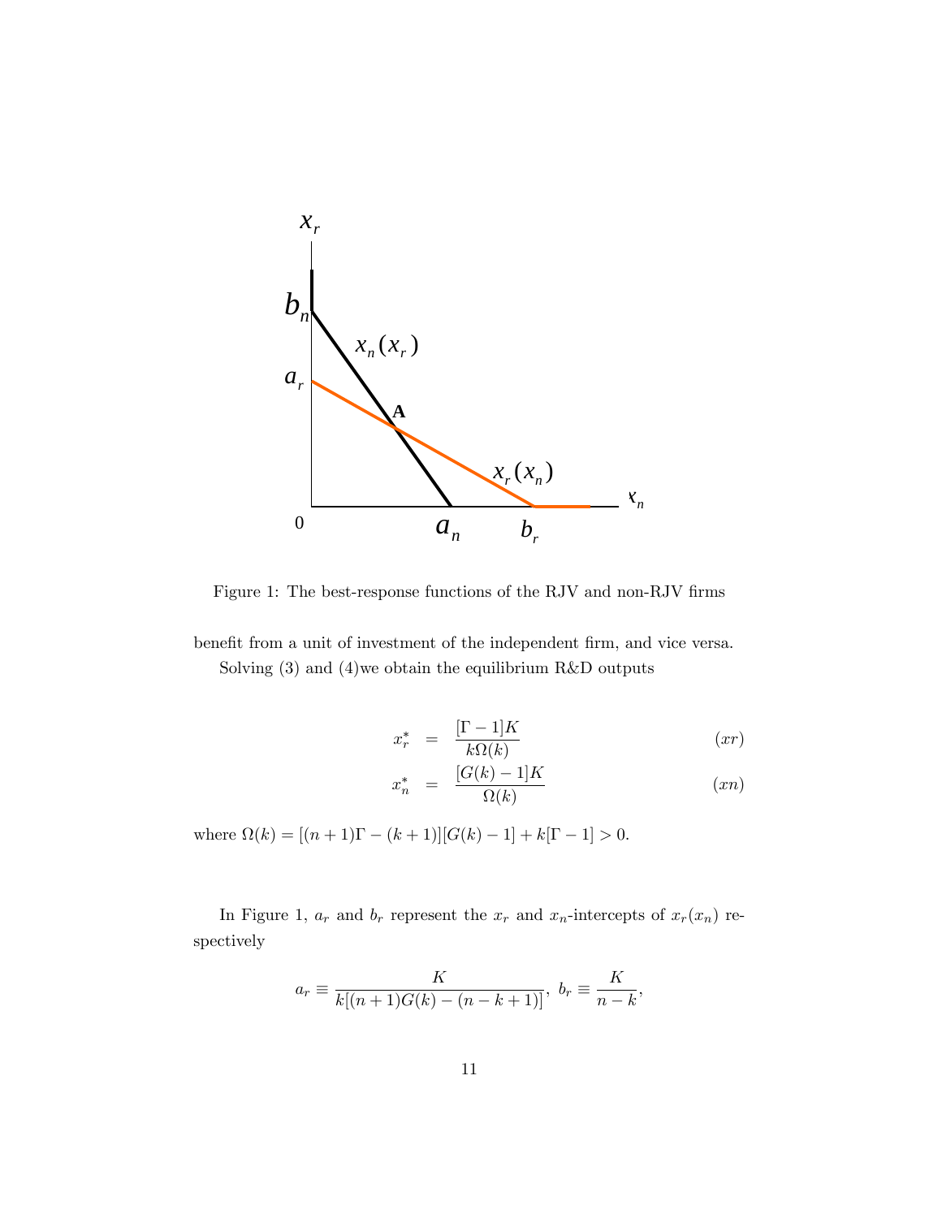Figure 1: The best-response functions of the RJV and non-RJV firms

benefit from a unit of investment of the independent firm, and vice versa.

Solving (3) and (4)we obtain the equilibrium R&D outputs

$$x_r^* = \frac{[\Gamma - 1]K}{k\Omega(k)} \tag{xr}$$

$$x_n^* = \frac{[G(k) - 1]K}{\Omega(k)} \tag{xn}$$

where $\Omega(k) = [(n+1)\Gamma - (k+1)][G(k) - 1] + k[\Gamma - 1] > 0$.

In Figure 1, $a_r$ and $b_r$ represent the $x_r$ and $x_n$-intercepts of $x_r(x_n)$ respectively

$$a_r \equiv \frac{K}{k[(n+1)G(k) - (n-k+1)]}, \; b_r \equiv \frac{K}{n-k},$$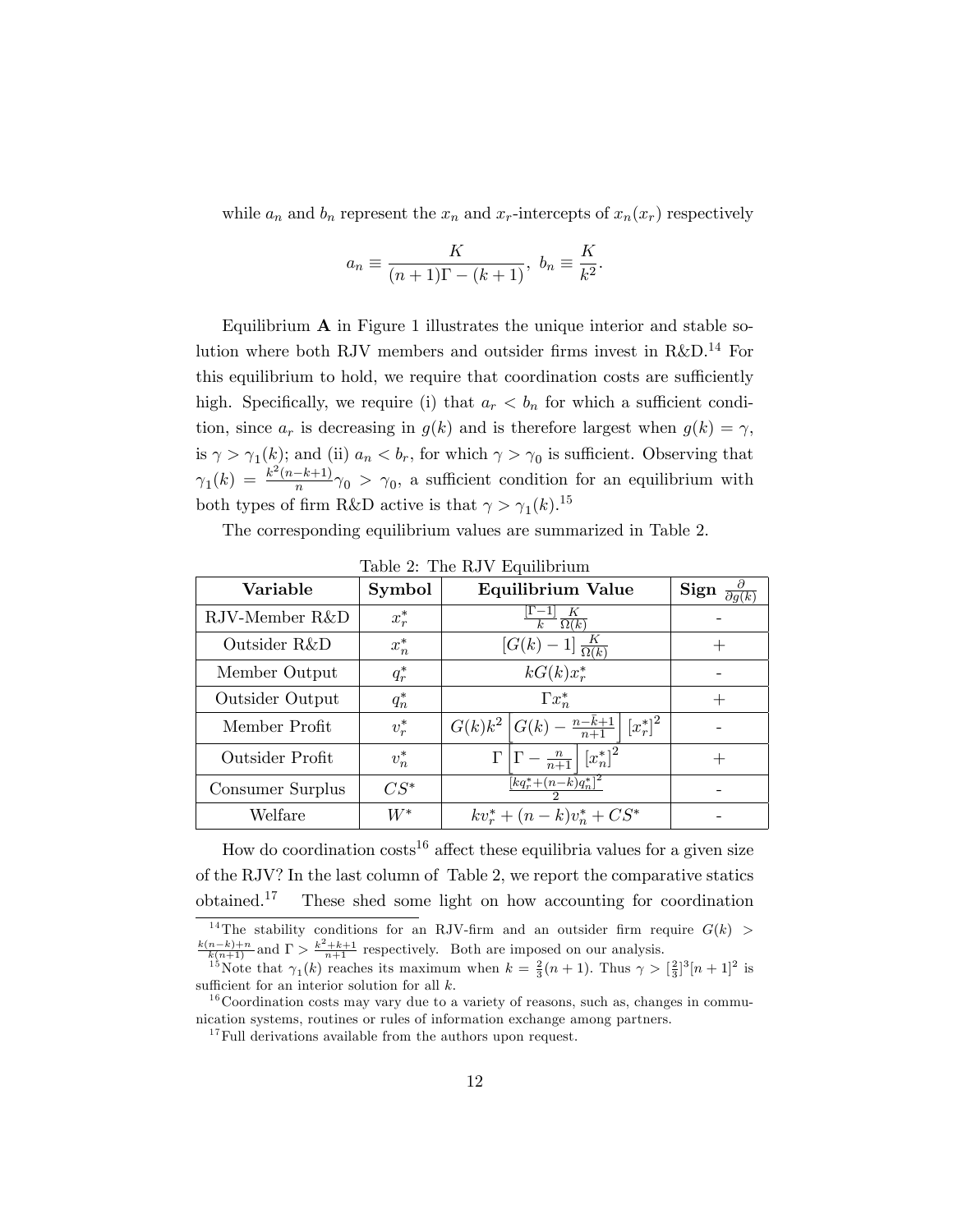while $a_n$ and $b_n$ represent the $x_n$ and $x_r$-intercepts of $x_n(x_r)$ respectively

$$a_n \equiv \frac{K}{(n+1)\Gamma - (k+1)},\ b_n \equiv \frac{K}{k^2}.$$

Equilibrium **A** in Figure 1 illustrates the unique interior and stable solution where both RJV members and outsider firms invest in R&D.[14] For this equilibrium to hold, we require that coordination costs are sufficiently high. Specifically, we require (i) that $a_r < b_n$ for which a sufficient condition, since $a_r$ is decreasing in $g(k)$ and is therefore largest when $g(k) = \gamma$, is $\gamma > \gamma_1(k)$; and (ii) $a_n < b_r$, for which $\gamma > \gamma_0$ is sufficient. Observing that $\gamma_1(k) = \frac{k^2(n-k+1)}{n}\gamma_0 > \gamma_0$, a sufficient condition for an equilibrium with both types of firm R&D active is that $\gamma > \gamma_1(k)$.[15]

The corresponding equilibrium values are summarized in Table 2.

Table 2: The RJV Equilibrium

| Variable | Symbol | Equilibrium Value | Sign $\frac{\partial}{\partial g(k)}$ |
|---|---|---|---|
| RJV-Member R&D | $x_r^*$ | $\frac{[\Gamma-1]}{k}\frac{K}{\Omega(k)}$ | - |
| Outsider R&D | $x_n^*$ | $[G(k)-1]\frac{K}{\Omega(k)}$ | + |
| Member Output | $q_r^*$ | $kG(k)x_r^*$ | - |
| Outsider Output | $q_n^*$ | $\Gamma x_n^*$ | + |
| Member Profit | $v_r^*$ | $G(k)k^2\left[G(k)-\frac{n-k+1}{n+1}\right]\left[x_r^*\right]^2$ | - |
| Outsider Profit | $v_n^*$ | $\Gamma\left[\Gamma-\frac{n}{n+1}\right]\left[x_n^*\right]^2$ | + |
| Consumer Surplus | $CS^*$ | $\frac{\left[kq_r^*+(n-k)q_n^*\right]^2}{2}$ | - |
| Welfare | $W^*$ | $kv_r^*+(n-k)v_n^*+CS^*$ | - |

How do coordination costs[16] affect these equilibria values for a given size of the RJV? In the last column of Table 2, we report the comparative statics obtained.[17] These shed some light on how accounting for coordination

[14] The stability conditions for an RJV-firm and an outsider firm require $G(k) > \frac{k(n-k)+n}{k(n+1)}$ and $\Gamma > \frac{k^2+k+1}{n+1}$ respectively. Both are imposed on our analysis.

[15] Note that $\gamma_1(k)$ reaches its maximum when $k = \frac{2}{3}(n+1)$. Thus $\gamma > [\frac{2}{3}]^3[n+1]^2$ is sufficient for an interior solution for all $k$.

[16] Coordination costs may vary due to a variety of reasons, such as, changes in communication systems, routines or rules of information exchange among partners.

[17] Full derivations available from the authors upon request.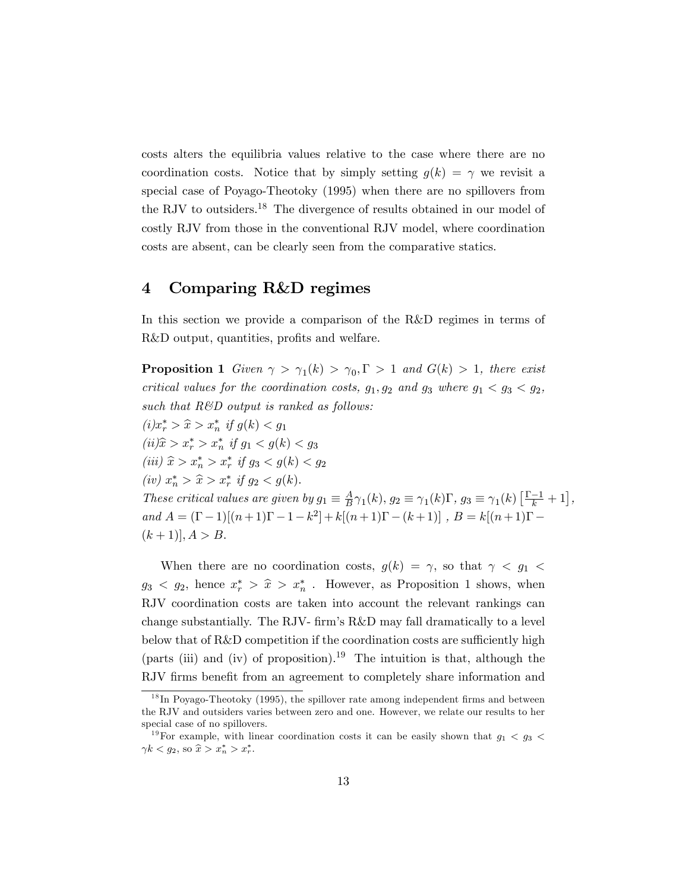costs alters the equilibria values relative to the case where there are no coordination costs. Notice that by simply setting $g(k) = \gamma$ we revisit a special case of Poyago-Theotoky (1995) when there are no spillovers from the RJV to outsiders.[18] The divergence of results obtained in our model of costly RJV from those in the conventional RJV model, where coordination costs are absent, can be clearly seen from the comparative statics.

## 4 Comparing R&D regimes

In this section we provide a comparison of the R&D regimes in terms of R&D output, quantities, profits and welfare.

**Proposition 1** *Given $\gamma > \gamma_1(k) > \gamma_0, \Gamma > 1$ and $G(k) > 1$, there exist critical values for the coordination costs, $g_1, g_2$ and $g_3$ where $g_1 < g_3 < g_2$, such that R&D output is ranked as follows:*

*(i) $x_r^* > \widehat{x} > x_n^*$ if $g(k) < g_1$*

*(ii) $\widehat{x} > x_r^* > x_n^*$ if $g_1 < g(k) < g_3$*

*(iii) $\widehat{x} > x_n^* > x_r^*$ if $g_3 < g(k) < g_2$*

*(iv) $x_n^* > \widehat{x} > x_r^*$ if $g_2 < g(k)$.*

*These critical values are given by $g_1 \equiv \frac{A}{B}\gamma_1(k)$, $g_2 \equiv \gamma_1(k)\Gamma$, $g_3 \equiv \gamma_1(k)\left[\frac{\Gamma-1}{k}+1\right]$, and $A = (\Gamma-1)[(n+1)\Gamma - 1 - k^2] + k[(n+1)\Gamma - (k+1)]$ , $B = k[(n+1)\Gamma - (k+1)], A > B$.*

When there are no coordination costs, $g(k) = \gamma$, so that $\gamma < g_1 < g_3 < g_2$, hence $x_r^* > \widehat{x} > x_n^*$ . However, as Proposition 1 shows, when RJV coordination costs are taken into account the relevant rankings can change substantially. The RJV- firm's R&D may fall dramatically to a level below that of R&D competition if the coordination costs are sufficiently high (parts (iii) and (iv) of proposition).[19] The intuition is that, although the RJV firms benefit from an agreement to completely share information and

[18] In Poyago-Theotoky (1995), the spillover rate among independent firms and between the RJV and outsiders varies between zero and one. However, we relate our results to her special case of no spillovers.

[19] For example, with linear coordination costs it can be easily shown that $g_1 < g_3 < \gamma k < g_2$, so $\widehat{x} > x_n^* > x_r^*$.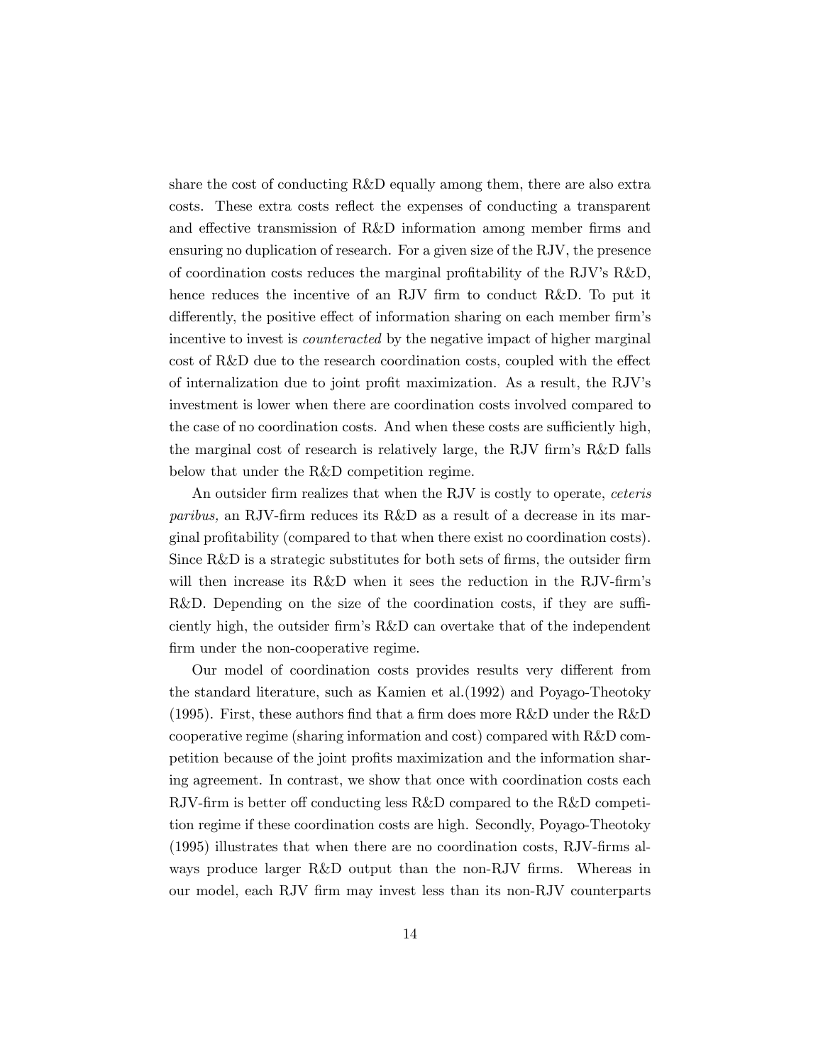share the cost of conducting R&D equally among them, there are also extra costs. These extra costs reflect the expenses of conducting a transparent and effective transmission of R&D information among member firms and ensuring no duplication of research. For a given size of the RJV, the presence of coordination costs reduces the marginal profitability of the RJV's R&D, hence reduces the incentive of an RJV firm to conduct R&D. To put it differently, the positive effect of information sharing on each member firm's incentive to invest is *counteracted* by the negative impact of higher marginal cost of R&D due to the research coordination costs, coupled with the effect of internalization due to joint profit maximization. As a result, the RJV's investment is lower when there are coordination costs involved compared to the case of no coordination costs. And when these costs are sufficiently high, the marginal cost of research is relatively large, the RJV firm's R&D falls below that under the R&D competition regime.

An outsider firm realizes that when the RJV is costly to operate, *ceteris paribus,* an RJV-firm reduces its R&D as a result of a decrease in its marginal profitability (compared to that when there exist no coordination costs). Since R&D is a strategic substitutes for both sets of firms, the outsider firm will then increase its R&D when it sees the reduction in the RJV-firm's R&D. Depending on the size of the coordination costs, if they are sufficiently high, the outsider firm's R&D can overtake that of the independent firm under the non-cooperative regime.

Our model of coordination costs provides results very different from the standard literature, such as Kamien et al.(1992) and Poyago-Theotoky (1995). First, these authors find that a firm does more R&D under the R&D cooperative regime (sharing information and cost) compared with R&D competition because of the joint profits maximization and the information sharing agreement. In contrast, we show that once with coordination costs each RJV-firm is better off conducting less R&D compared to the R&D competition regime if these coordination costs are high. Secondly, Poyago-Theotoky (1995) illustrates that when there are no coordination costs, RJV-firms always produce larger R&D output than the non-RJV firms. Whereas in our model, each RJV firm may invest less than its non-RJV counterparts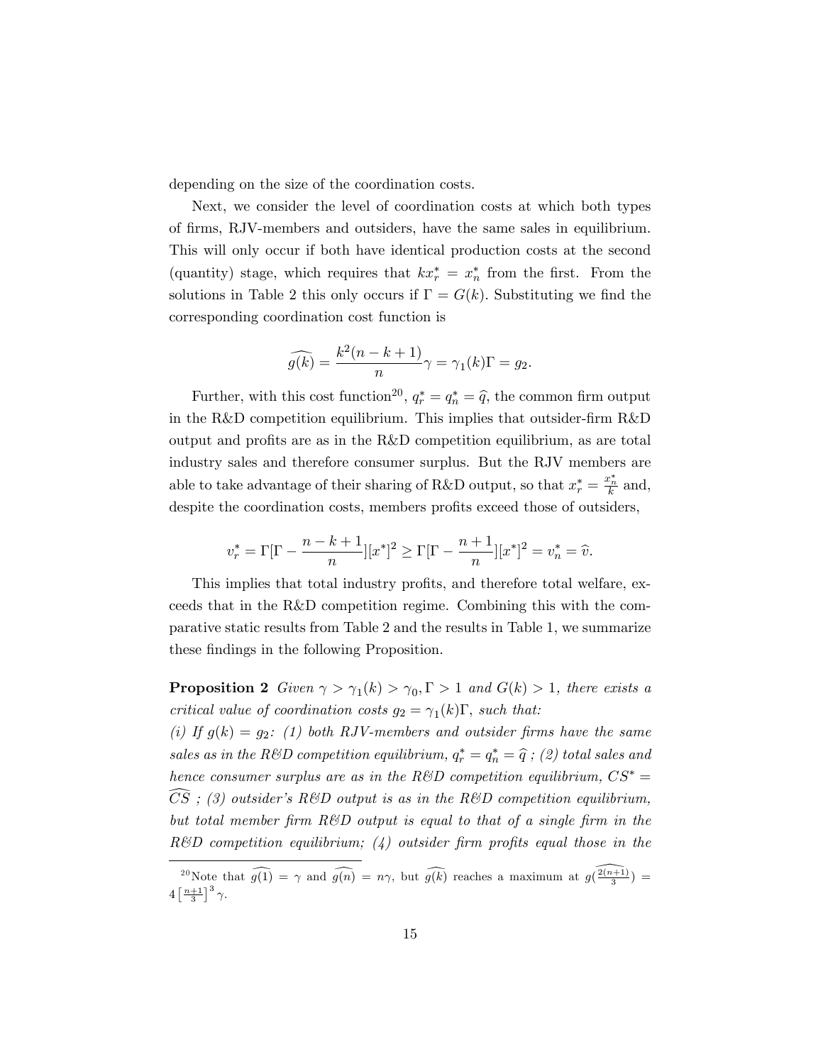depending on the size of the coordination costs.

Next, we consider the level of coordination costs at which both types of firms, RJV-members and outsiders, have the same sales in equilibrium. This will only occur if both have identical production costs at the second (quantity) stage, which requires that $kx_r^* = x_n^*$ from the first. From the solutions in Table 2 this only occurs if $\Gamma = G(k)$. Substituting we find the corresponding coordination cost function is

$$\widehat{g(k)} = \frac{k^2(n-k+1)}{n}\gamma = \gamma_1(k)\Gamma = g_2.$$

Further, with this cost function[20], $q_r^* = q_n^* = \widehat{q}$, the common firm output in the R&D competition equilibrium. This implies that outsider-firm R&D output and profits are as in the R&D competition equilibrium, as are total industry sales and therefore consumer surplus. But the RJV members are able to take advantage of their sharing of R&D output, so that $x_r^* = \frac{x_n^*}{k}$ and, despite the coordination costs, members profits exceed those of outsiders,

$$v_r^* = \Gamma[\Gamma - \frac{n-k+1}{n}][x^*]^2 \geq \Gamma[\Gamma - \frac{n+1}{n}][x^*]^2 = v_n^* = \widehat{v}.$$

This implies that total industry profits, and therefore total welfare, exceeds that in the R&D competition regime. Combining this with the comparative static results from Table 2 and the results in Table 1, we summarize these findings in the following Proposition.

**Proposition 2** *Given $\gamma > \gamma_1(k) > \gamma_0, \Gamma > 1$ and $G(k) > 1$, there exists a critical value of coordination costs $g_2 = \gamma_1(k)\Gamma$, such that:*
*(i) If $g(k) = g_2$: (1) both RJV-members and outsider firms have the same sales as in the R&D competition equilibrium, $q_r^* = q_n^* = \widehat{q}$ ; (2) total sales and hence consumer surplus are as in the R&D competition equilibrium, $CS^* = \widehat{CS}$ ; (3) outsider's R&D output is as in the R&D competition equilibrium, but total member firm R&D output is equal to that of a single firm in the R&D competition equilibrium; (4) outsider firm profits equal those in the*

---

[20] Note that $\widehat{g(1)} = \gamma$ and $\widehat{g(n)} = n\gamma$, but $\widehat{g(k)}$ reaches a maximum at $g(\widehat{\frac{2(n+1)}{3}}) = 4\left[\frac{n+1}{3}\right]^3\gamma$.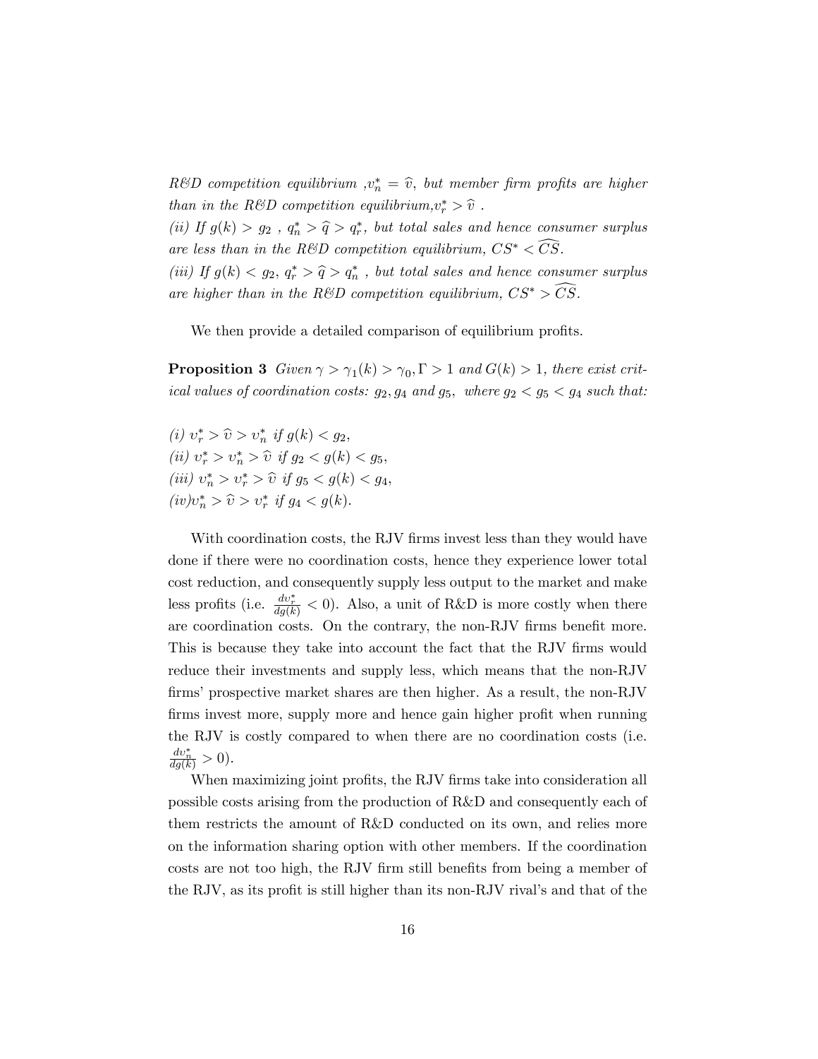*R&D competition equilibrium* ,$v_n^* = \widehat{v}$, *but member firm profits are higher than in the R&D competition equilibrium,*$v_r^* > \widehat{v}$ .

*(ii) If* $g(k) > g_2$ , $q_n^* > \widehat{q} > q_r^*$, *but total sales and hence consumer surplus are less than in the R&D competition equilibrium,* $CS^* < \widehat{CS}$.

*(iii) If* $g(k) < g_2$, $q_r^* > \widehat{q} > q_n^*$ , *but total sales and hence consumer surplus are higher than in the R&D competition equilibrium,* $CS^* > \widehat{CS}$.

We then provide a detailed comparison of equilibrium profits.

**Proposition 3** *Given* $\gamma > \gamma_1(k) > \gamma_0, \Gamma > 1$ *and* $G(k) > 1$, *there exist critical values of coordination costs:* $g_2, g_4$ *and* $g_5$, *where* $g_2 < g_5 < g_4$ *such that:*

*(i)* $v_r^* > \widehat{v} > v_n^*$ *if* $g(k) < g_2$,

*(ii)* $v_r^* > v_n^* > \widehat{v}$ *if* $g_2 < g(k) < g_5$,

*(iii)* $v_n^* > v_r^* > \widehat{v}$ *if* $g_5 < g(k) < g_4$,

*(iv)*$v_n^* > \widehat{v} > v_r^*$ *if* $g_4 < g(k)$.

With coordination costs, the RJV firms invest less than they would have done if there were no coordination costs, hence they experience lower total cost reduction, and consequently supply less output to the market and make less profits (i.e. $\frac{dv_r^*}{dg(k)} < 0$). Also, a unit of R&D is more costly when there are coordination costs. On the contrary, the non-RJV firms benefit more. This is because they take into account the fact that the RJV firms would reduce their investments and supply less, which means that the non-RJV firms' prospective market shares are then higher. As a result, the non-RJV firms invest more, supply more and hence gain higher profit when running the RJV is costly compared to when there are no coordination costs (i.e. $\frac{dv_n^*}{dg(k)} > 0$).

When maximizing joint profits, the RJV firms take into consideration all possible costs arising from the production of R&D and consequently each of them restricts the amount of R&D conducted on its own, and relies more on the information sharing option with other members. If the coordination costs are not too high, the RJV firm still benefits from being a member of the RJV, as its profit is still higher than its non-RJV rival's and that of the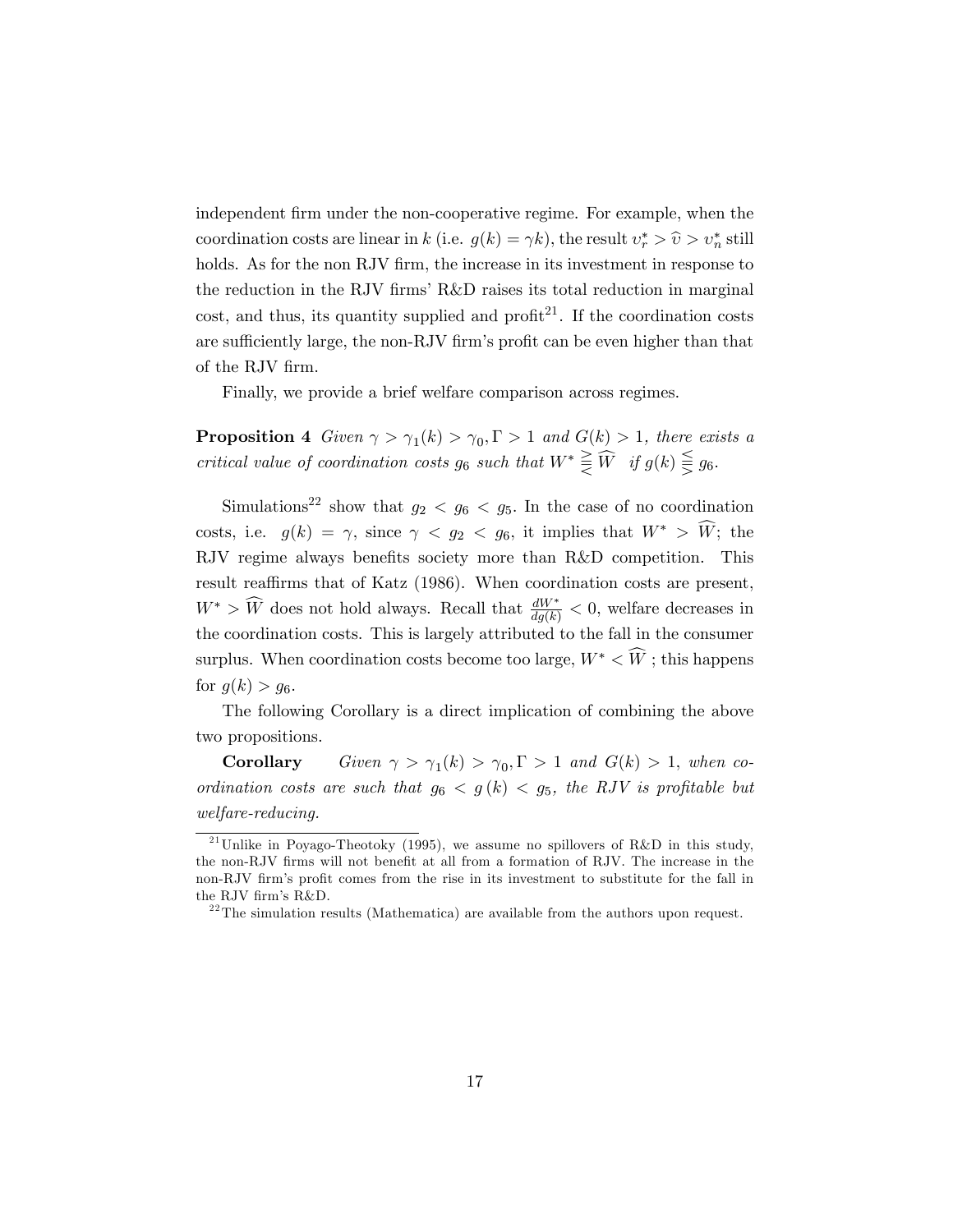independent firm under the non-cooperative regime. For example, when the coordination costs are linear in $k$ (i.e. $g(k) = \gamma k$), the result $\upsilon_r^* > \widehat{\upsilon} > \upsilon_n^*$ still holds. As for the non RJV firm, the increase in its investment in response to the reduction in the RJV firms' R&D raises its total reduction in marginal cost, and thus, its quantity supplied and profit[21]. If the coordination costs are sufficiently large, the non-RJV firm's profit can be even higher than that of the RJV firm.

Finally, we provide a brief welfare comparison across regimes.

**Proposition 4** *Given $\gamma > \gamma_1(k) > \gamma_0, \Gamma > 1$ and $G(k) > 1$, there exists a critical value of coordination costs $g_6$ such that $W^* \gtreqqless \widehat{W}$ if $g(k) \lesseqqgtr g_6$.*

Simulations[22] show that $g_2 < g_6 < g_5$. In the case of no coordination costs, i.e. $g(k) = \gamma$, since $\gamma < g_2 < g_6$, it implies that $W^* > \widehat{W}$; the RJV regime always benefits society more than R&D competition. This result reaffirms that of Katz (1986). When coordination costs are present, $W^* > \widehat{W}$ does not hold always. Recall that $\frac{dW^*}{dg(k)} < 0$, welfare decreases in the coordination costs. This is largely attributed to the fall in the consumer surplus. When coordination costs become too large, $W^* < \widehat{W}$ ; this happens for $g(k) > g_6$.

The following Corollary is a direct implication of combining the above two propositions.

**Corollary** *Given $\gamma > \gamma_1(k) > \gamma_0, \Gamma > 1$ and $G(k) > 1$, when coordination costs are such that $g_6 < g(k) < g_5$, the RJV is profitable but welfare-reducing.*

---

[21] Unlike in Poyago-Theotoky (1995), we assume no spillovers of R&D in this study, the non-RJV firms will not benefit at all from a formation of RJV. The increase in the non-RJV firm's profit comes from the rise in its investment to substitute for the fall in the RJV firm's R&D.

[22] The simulation results (Mathematica) are available from the authors upon request.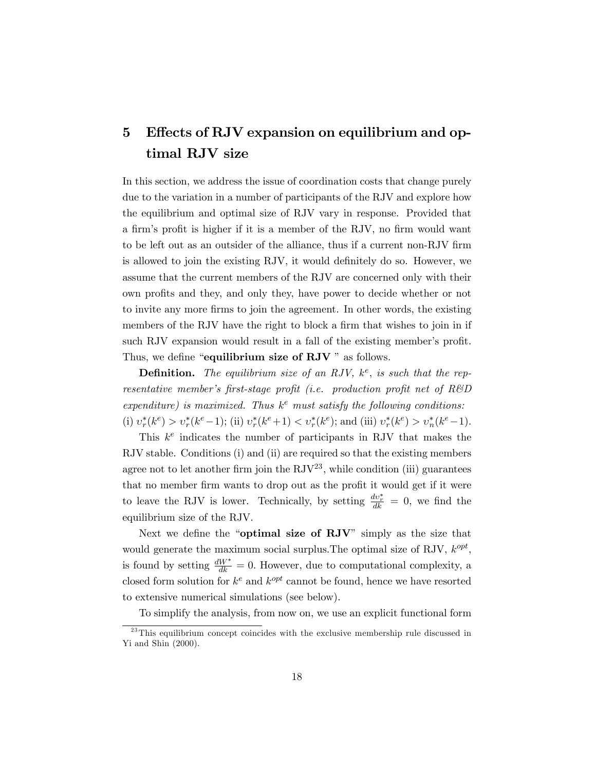# 5 Effects of RJV expansion on equilibrium and optimal RJV size

In this section, we address the issue of coordination costs that change purely due to the variation in a number of participants of the RJV and explore how the equilibrium and optimal size of RJV vary in response. Provided that a firm's profit is higher if it is a member of the RJV, no firm would want to be left out as an outsider of the alliance, thus if a current non-RJV firm is allowed to join the existing RJV, it would definitely do so. However, we assume that the current members of the RJV are concerned only with their own profits and they, and only they, have power to decide whether or not to invite any more firms to join the agreement. In other words, the existing members of the RJV have the right to block a firm that wishes to join in if such RJV expansion would result in a fall of the existing member's profit. Thus, we define "**equilibrium size of RJV** " as follows.

**Definition.** *The equilibrium size of an RJV, $k^e$, is such that the representative member's first-stage profit (i.e. production profit net of R&D expenditure) is maximized. Thus $k^e$ must satisfy the following conditions:* (i) $\upsilon_r^*(k^e) > \upsilon_r^*(k^e-1)$; (ii) $\upsilon_r^*(k^e+1) < \upsilon_r^*(k^e)$; and (iii) $\upsilon_r^*(k^e) > \upsilon_n^*(k^e-1)$.

This $k^e$ indicates the number of participants in RJV that makes the RJV stable. Conditions (i) and (ii) are required so that the existing members agree not to let another firm join the RJV[23], while condition (iii) guarantees that no member firm wants to drop out as the profit it would get if it were to leave the RJV is lower. Technically, by setting $\frac{d\upsilon_r^*}{dk} = 0$, we find the equilibrium size of the RJV.

Next we define the "**optimal size of RJV**" simply as the size that would generate the maximum social surplus.The optimal size of RJV, $k^{opt}$, is found by setting $\frac{dW^*}{dk} = 0$. However, due to computational complexity, a closed form solution for $k^e$ and $k^{opt}$ cannot be found, hence we have resorted to extensive numerical simulations (see below).

To simplify the analysis, from now on, we use an explicit functional form

[23] This equilibrium concept coincides with the exclusive membership rule discussed in Yi and Shin (2000).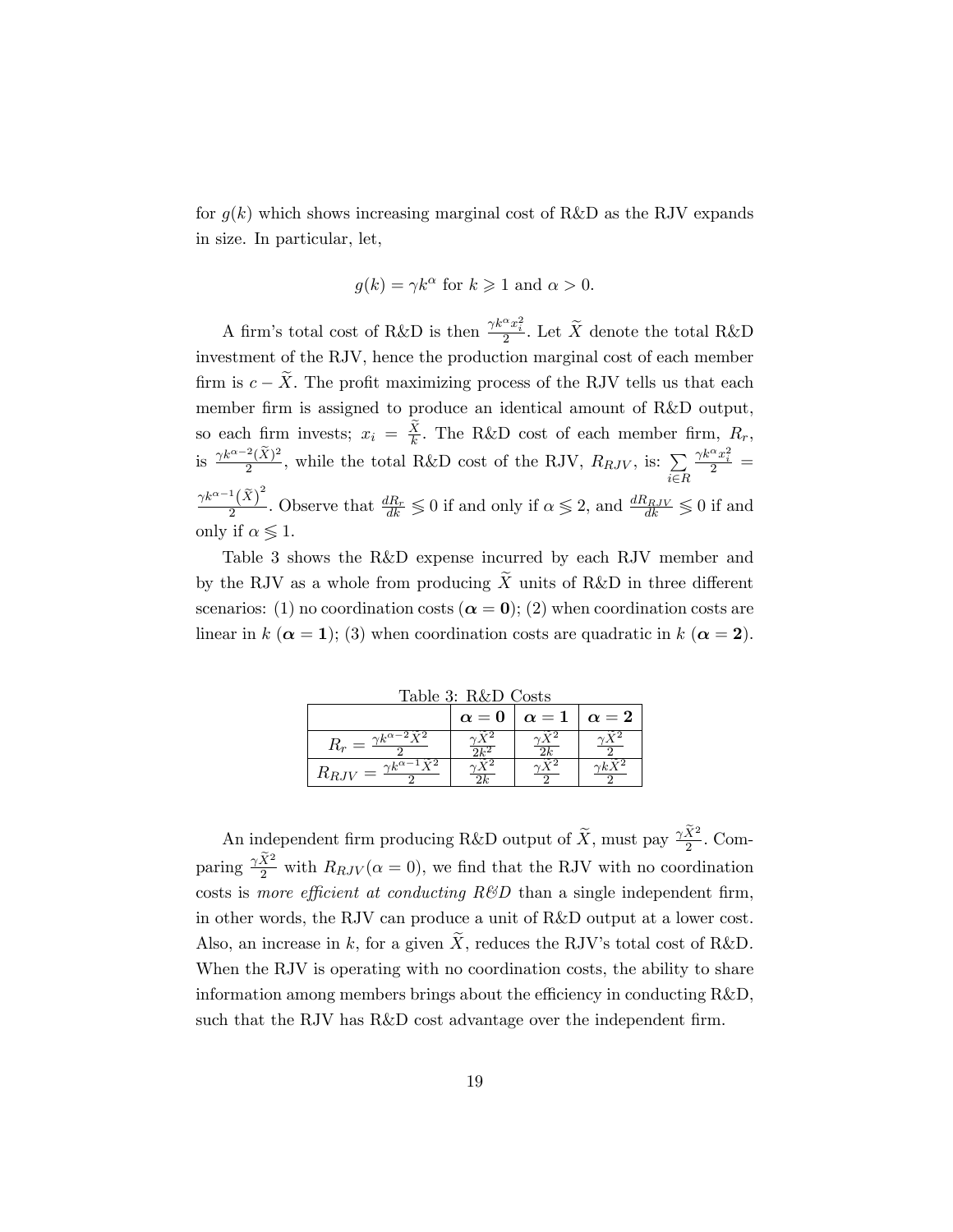for $g(k)$ which shows increasing marginal cost of R&D as the RJV expands in size. In particular, let,

$$g(k) = \gamma k^{\alpha} \text{ for } k \geqslant 1 \text{ and } \alpha > 0.$$

A firm's total cost of R&D is then $\frac{\gamma k^{\alpha} x_i^2}{2}$. Let $\widetilde{X}$ denote the total R&D investment of the RJV, hence the production marginal cost of each member firm is $c - \widetilde{X}$. The profit maximizing process of the RJV tells us that each member firm is assigned to produce an identical amount of R&D output, so each firm invests; $x_i = \frac{\widetilde{X}}{k}$. The R&D cost of each member firm, $R_r$, is $\frac{\gamma k^{\alpha-2}(\widetilde{X})^2}{2}$, while the total R&D cost of the RJV, $R_{RJV}$, is: $\sum_{i \in R} \frac{\gamma k^{\alpha} x_i^2}{2} = \frac{\gamma k^{\alpha-1}(\widetilde{X})^2}{2}$. Observe that $\frac{dR_r}{dk} \lesseqgtr 0$ if and only if $\alpha \lesseqgtr 2$, and $\frac{dR_{RJV}}{dk} \lesseqgtr 0$ if and only if $\alpha \lesseqgtr 1$.

Table 3 shows the R&D expense incurred by each RJV member and by the RJV as a whole from producing $\widetilde{X}$ units of R&D in three different scenarios: (1) no coordination costs (**$\alpha = 0$**); (2) when coordination costs are linear in $k$ (**$\alpha = 1$**); (3) when coordination costs are quadratic in $k$ (**$\alpha = 2$**).

Table 3: R&D Costs

| | $\boldsymbol{\alpha = 0}$ | $\boldsymbol{\alpha = 1}$ | $\boldsymbol{\alpha = 2}$ |
|---|---|---|---|
| $R_r = \frac{\gamma k^{\alpha-2}\tilde{X}^2}{2}$ | $\frac{\gamma \tilde{X}^2}{2k^2}$ | $\frac{\gamma \tilde{X}^2}{2k}$ | $\frac{\gamma \tilde{X}^2}{2}$ |
| $R_{RJV} = \frac{\gamma k^{\alpha-1}\tilde{X}^2}{2}$ | $\frac{\gamma \tilde{X}^2}{2k}$ | $\frac{\gamma \tilde{X}^2}{2}$ | $\frac{\gamma k \tilde{X}^2}{2}$ |

An independent firm producing R&D output of $\widetilde{X}$, must pay $\frac{\gamma \widetilde{X}^2}{2}$. Comparing $\frac{\gamma \widetilde{X}^2}{2}$ with $R_{RJV}(\alpha = 0)$, we find that the RJV with no coordination costs is *more efficient at conducting R&D* than a single independent firm, in other words, the RJV can produce a unit of R&D output at a lower cost. Also, an increase in $k$, for a given $\widetilde{X}$, reduces the RJV's total cost of R&D. When the RJV is operating with no coordination costs, the ability to share information among members brings about the efficiency in conducting R&D, such that the RJV has R&D cost advantage over the independent firm.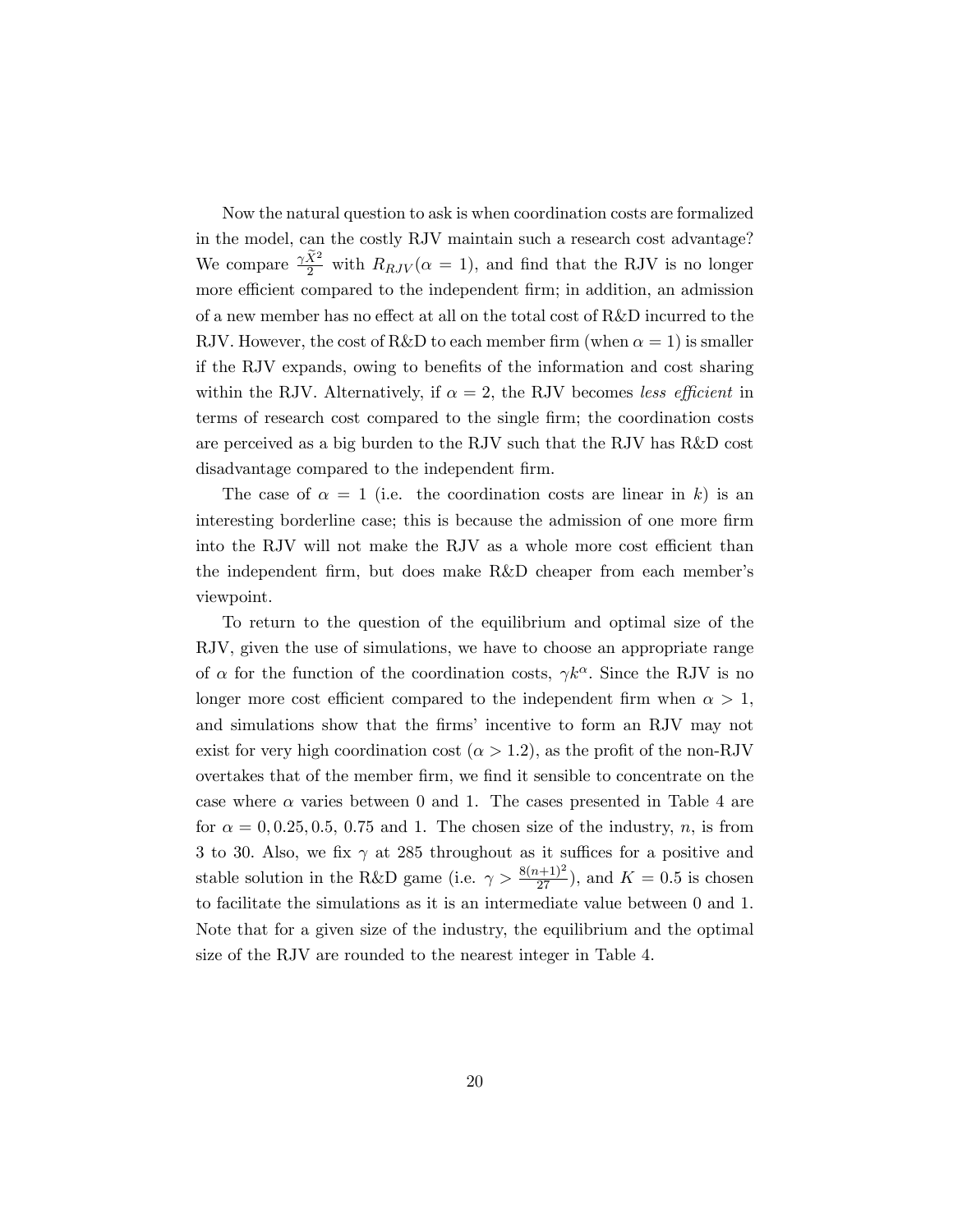Now the natural question to ask is when coordination costs are formalized in the model, can the costly RJV maintain such a research cost advantage? We compare $\frac{\gamma \widetilde{X}^2}{2}$ with $R_{RJV}(\alpha = 1)$, and find that the RJV is no longer more efficient compared to the independent firm; in addition, an admission of a new member has no effect at all on the total cost of R&D incurred to the RJV. However, the cost of R&D to each member firm (when $\alpha = 1$) is smaller if the RJV expands, owing to benefits of the information and cost sharing within the RJV. Alternatively, if $\alpha = 2$, the RJV becomes *less efficient* in terms of research cost compared to the single firm; the coordination costs are perceived as a big burden to the RJV such that the RJV has R&D cost disadvantage compared to the independent firm.

The case of $\alpha = 1$ (i.e. the coordination costs are linear in $k$) is an interesting borderline case; this is because the admission of one more firm into the RJV will not make the RJV as a whole more cost efficient than the independent firm, but does make R&D cheaper from each member's viewpoint.

To return to the question of the equilibrium and optimal size of the RJV, given the use of simulations, we have to choose an appropriate range of $\alpha$ for the function of the coordination costs, $\gamma k^{\alpha}$. Since the RJV is no longer more cost efficient compared to the independent firm when $\alpha > 1$, and simulations show that the firms' incentive to form an RJV may not exist for very high coordination cost ($\alpha > 1.2$), as the profit of the non-RJV overtakes that of the member firm, we find it sensible to concentrate on the case where $\alpha$ varies between 0 and 1. The cases presented in Table 4 are for $\alpha = 0, 0.25, 0.5, 0.75$ and 1. The chosen size of the industry, $n$, is from 3 to 30. Also, we fix $\gamma$ at 285 throughout as it suffices for a positive and stable solution in the R&D game (i.e. $\gamma > \frac{8(n+1)^2}{27}$), and $K = 0.5$ is chosen to facilitate the simulations as it is an intermediate value between 0 and 1. Note that for a given size of the industry, the equilibrium and the optimal size of the RJV are rounded to the nearest integer in Table 4.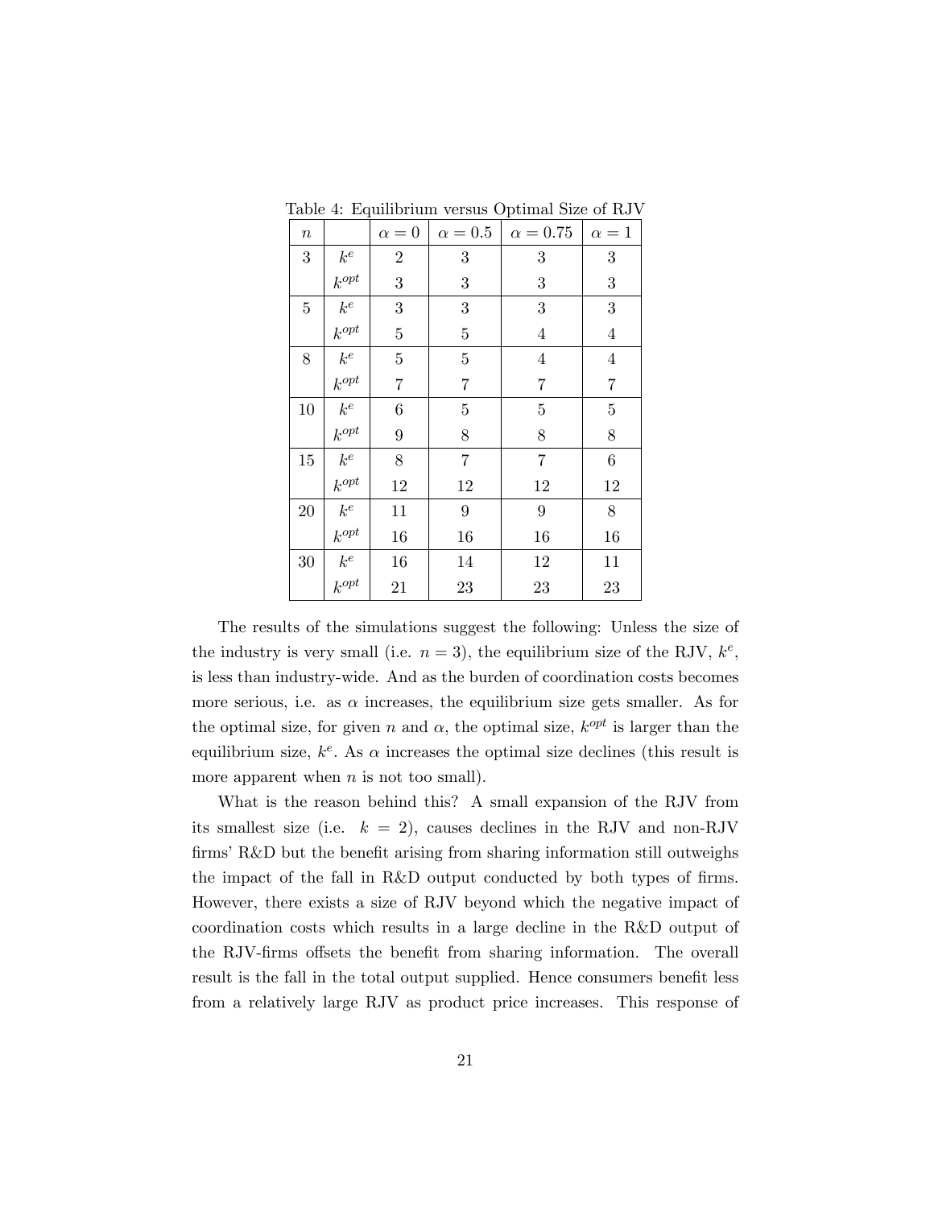Table 4: Equilibrium versus Optimal Size of RJV

| $n$ | | $\alpha = 0$ | $\alpha = 0.5$ | $\alpha = 0.75$ | $\alpha = 1$ |
|---|---|---|---|---|---|
| 3 | $k^e$ | 2 | 3 | 3 | 3 |
| | $k^{opt}$ | 3 | 3 | 3 | 3 |
| 5 | $k^e$ | 3 | 3 | 3 | 3 |
| | $k^{opt}$ | 5 | 5 | 4 | 4 |
| 8 | $k^e$ | 5 | 5 | 4 | 4 |
| | $k^{opt}$ | 7 | 7 | 7 | 7 |
| 10 | $k^e$ | 6 | 5 | 5 | 5 |
| | $k^{opt}$ | 9 | 8 | 8 | 8 |
| 15 | $k^e$ | 8 | 7 | 7 | 6 |
| | $k^{opt}$ | 12 | 12 | 12 | 12 |
| 20 | $k^e$ | 11 | 9 | 9 | 8 |
| | $k^{opt}$ | 16 | 16 | 16 | 16 |
| 30 | $k^e$ | 16 | 14 | 12 | 11 |
| | $k^{opt}$ | 21 | 23 | 23 | 23 |

The results of the simulations suggest the following: Unless the size of the industry is very small (i.e. $n = 3$), the equilibrium size of the RJV, $k^e$, is less than industry-wide. And as the burden of coordination costs becomes more serious, i.e. as $\alpha$ increases, the equilibrium size gets smaller. As for the optimal size, for given $n$ and $\alpha$, the optimal size, $k^{opt}$ is larger than the equilibrium size, $k^e$. As $\alpha$ increases the optimal size declines (this result is more apparent when $n$ is not too small).

What is the reason behind this? A small expansion of the RJV from its smallest size (i.e. $k = 2$), causes declines in the RJV and non-RJV firms' R&D but the benefit arising from sharing information still outweighs the impact of the fall in R&D output conducted by both types of firms. However, there exists a size of RJV beyond which the negative impact of coordination costs which results in a large decline in the R&D output of the RJV-firms offsets the benefit from sharing information. The overall result is the fall in the total output supplied. Hence consumers benefit less from a relatively large RJV as product price increases. This response of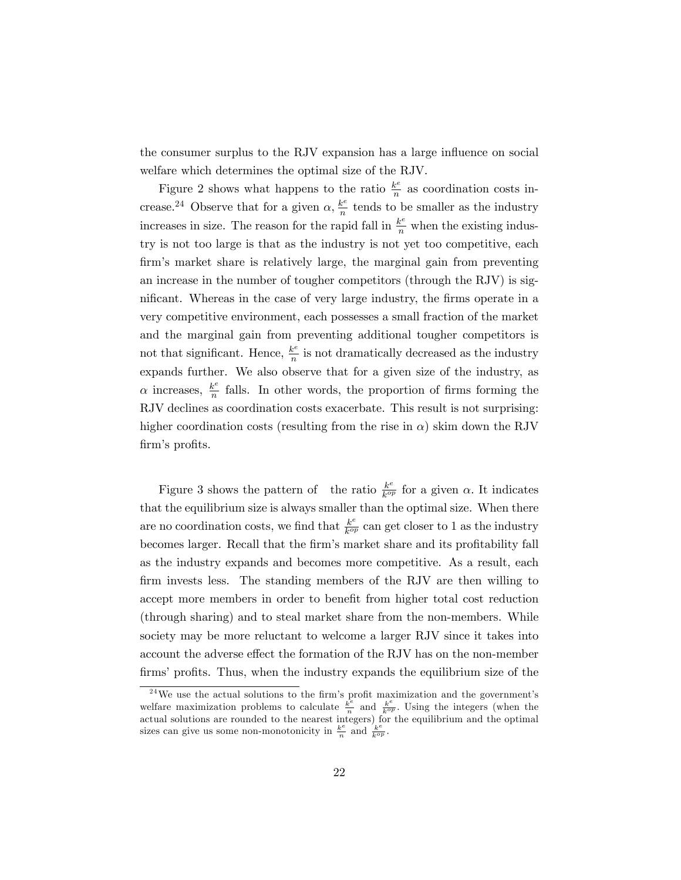the consumer surplus to the RJV expansion has a large influence on social welfare which determines the optimal size of the RJV.

Figure 2 shows what happens to the ratio $\frac{k^e}{n}$ as coordination costs increase.[24] Observe that for a given $\alpha$, $\frac{k^e}{n}$ tends to be smaller as the industry increases in size. The reason for the rapid fall in $\frac{k^e}{n}$ when the existing industry is not too large is that as the industry is not yet too competitive, each firm's market share is relatively large, the marginal gain from preventing an increase in the number of tougher competitors (through the RJV) is significant. Whereas in the case of very large industry, the firms operate in a very competitive environment, each possesses a small fraction of the market and the marginal gain from preventing additional tougher competitors is not that significant. Hence, $\frac{k^e}{n}$ is not dramatically decreased as the industry expands further. We also observe that for a given size of the industry, as $\alpha$ increases, $\frac{k^e}{n}$ falls. In other words, the proportion of firms forming the RJV declines as coordination costs exacerbate. This result is not surprising: higher coordination costs (resulting from the rise in $\alpha$) skim down the RJV firm's profits.

Figure 3 shows the pattern of the ratio $\frac{k^e}{k^{op}}$ for a given $\alpha$. It indicates that the equilibrium size is always smaller than the optimal size. When there are no coordination costs, we find that $\frac{k^e}{k^{op}}$ can get closer to 1 as the industry becomes larger. Recall that the firm's market share and its profitability fall as the industry expands and becomes more competitive. As a result, each firm invests less. The standing members of the RJV are then willing to accept more members in order to benefit from higher total cost reduction (through sharing) and to steal market share from the non-members. While society may be more reluctant to welcome a larger RJV since it takes into account the adverse effect the formation of the RJV has on the non-member firms' profits. Thus, when the industry expands the equilibrium size of the

[24] We use the actual solutions to the firm's profit maximization and the government's welfare maximization problems to calculate $\frac{k^e}{n}$ and $\frac{k^e}{k^{op}}$. Using the integers (when the actual solutions are rounded to the nearest integers) for the equilibrium and the optimal sizes can give us some non-monotonicity in $\frac{k^e}{n}$ and $\frac{k^e}{k^{op}}$.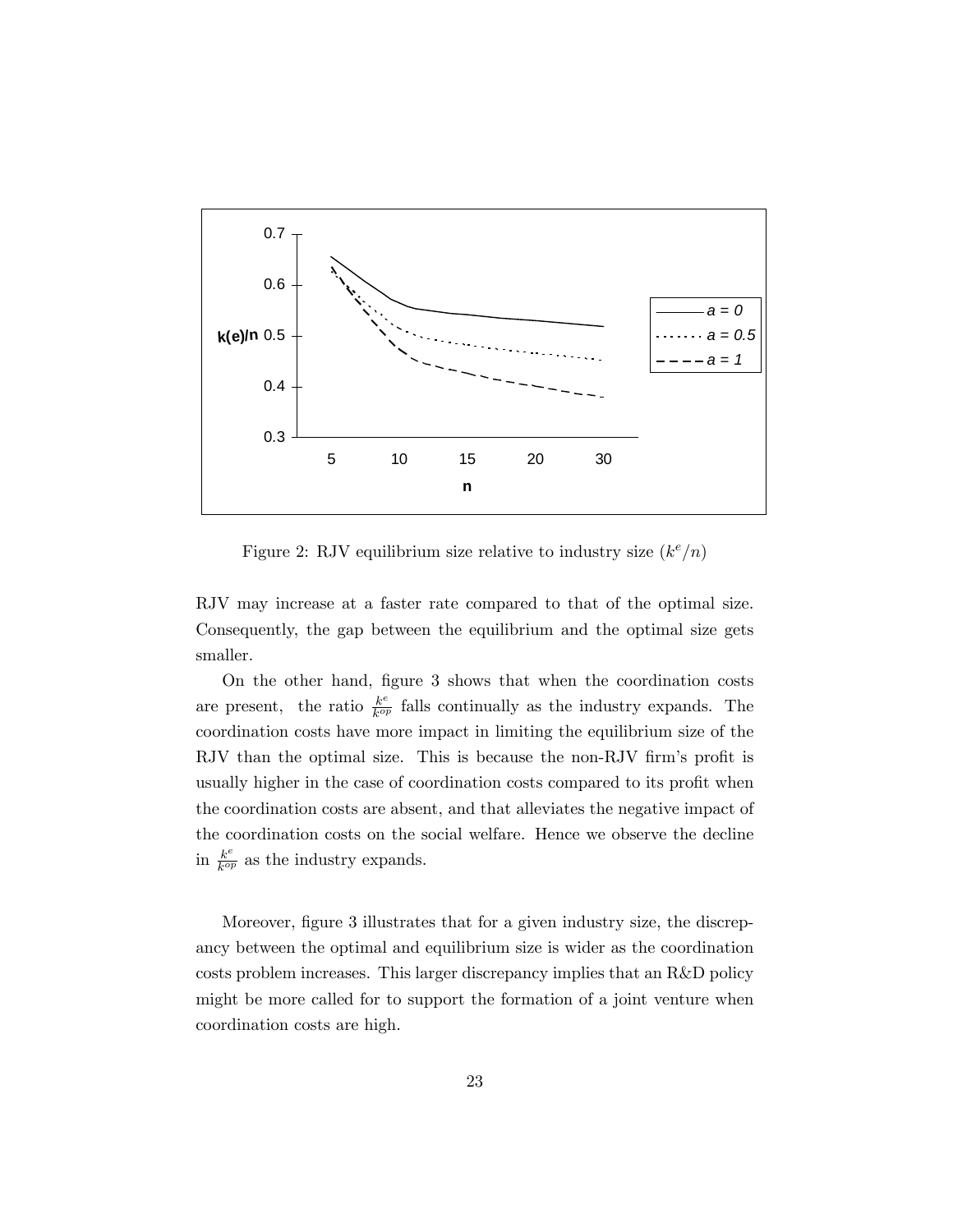Figure 2: RJV equilibrium size relative to industry size ($k^e/n$)

RJV may increase at a faster rate compared to that of the optimal size. Consequently, the gap between the equilibrium and the optimal size gets smaller.

On the other hand, figure 3 shows that when the coordination costs are present, the ratio $\frac{k^e}{k^{op}}$ falls continually as the industry expands. The coordination costs have more impact in limiting the equilibrium size of the RJV than the optimal size. This is because the non-RJV firm's profit is usually higher in the case of coordination costs compared to its profit when the coordination costs are absent, and that alleviates the negative impact of the coordination costs on the social welfare. Hence we observe the decline in $\frac{k^e}{k^{op}}$ as the industry expands.

Moreover, figure 3 illustrates that for a given industry size, the discrepancy between the optimal and equilibrium size is wider as the coordination costs problem increases. This larger discrepancy implies that an R&D policy might be more called for to support the formation of a joint venture when coordination costs are high.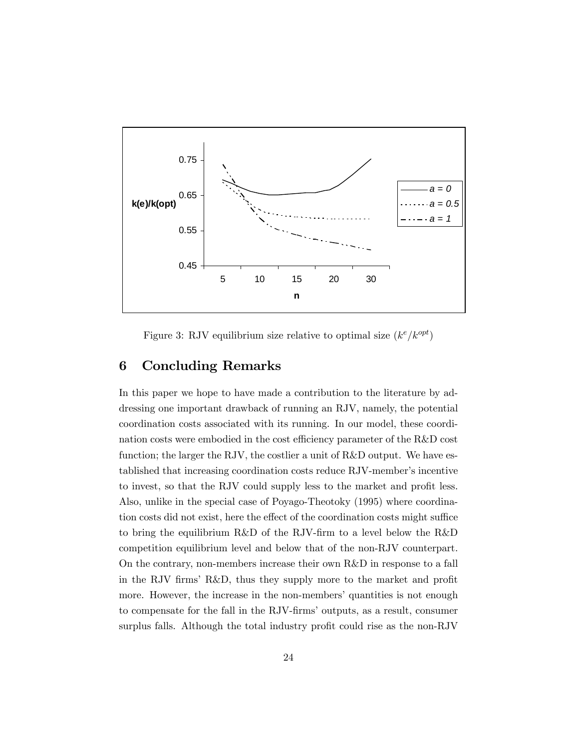Figure 3: RJV equilibrium size relative to optimal size ($k^e/k^{opt}$)

## 6 Concluding Remarks

In this paper we hope to have made a contribution to the literature by addressing one important drawback of running an RJV, namely, the potential coordination costs associated with its running. In our model, these coordination costs were embodied in the cost efficiency parameter of the R&D cost function; the larger the RJV, the costlier a unit of R&D output. We have established that increasing coordination costs reduce RJV-member's incentive to invest, so that the RJV could supply less to the market and profit less. Also, unlike in the special case of Poyago-Theotoky (1995) where coordination costs did not exist, here the effect of the coordination costs might suffice to bring the equilibrium R&D of the RJV-firm to a level below the R&D competition equilibrium level and below that of the non-RJV counterpart. On the contrary, non-members increase their own R&D in response to a fall in the RJV firms' R&D, thus they supply more to the market and profit more. However, the increase in the non-members' quantities is not enough to compensate for the fall in the RJV-firms' outputs, as a result, consumer surplus falls. Although the total industry profit could rise as the non-RJV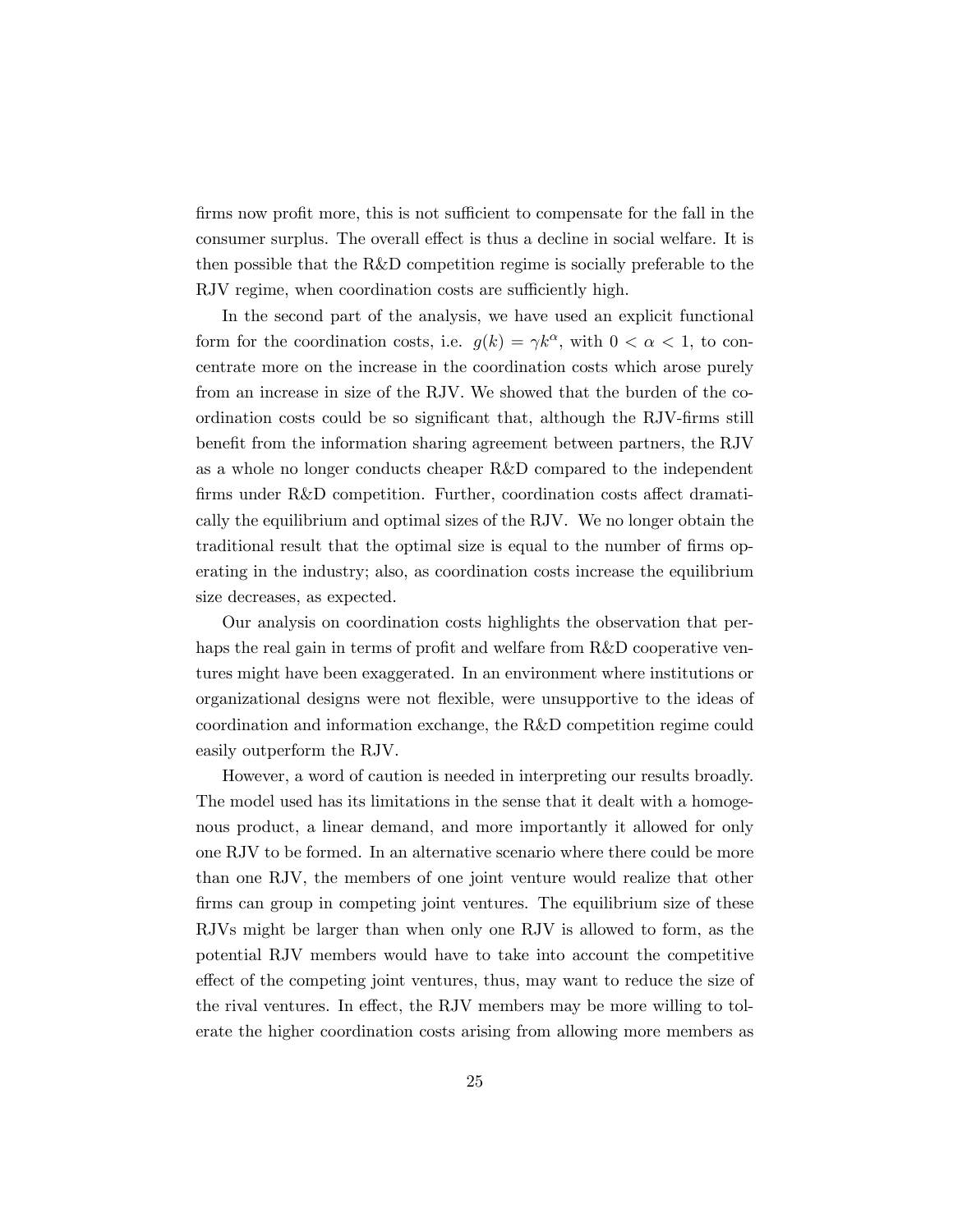firms now profit more, this is not sufficient to compensate for the fall in the consumer surplus. The overall effect is thus a decline in social welfare. It is then possible that the R&D competition regime is socially preferable to the RJV regime, when coordination costs are sufficiently high.

In the second part of the analysis, we have used an explicit functional form for the coordination costs, i.e. $g(k) = \gamma k^{\alpha}$, with $0 < \alpha < 1$, to concentrate more on the increase in the coordination costs which arose purely from an increase in size of the RJV. We showed that the burden of the coordination costs could be so significant that, although the RJV-firms still benefit from the information sharing agreement between partners, the RJV as a whole no longer conducts cheaper R&D compared to the independent firms under R&D competition. Further, coordination costs affect dramatically the equilibrium and optimal sizes of the RJV. We no longer obtain the traditional result that the optimal size is equal to the number of firms operating in the industry; also, as coordination costs increase the equilibrium size decreases, as expected.

Our analysis on coordination costs highlights the observation that perhaps the real gain in terms of profit and welfare from R&D cooperative ventures might have been exaggerated. In an environment where institutions or organizational designs were not flexible, were unsupportive to the ideas of coordination and information exchange, the R&D competition regime could easily outperform the RJV.

However, a word of caution is needed in interpreting our results broadly. The model used has its limitations in the sense that it dealt with a homogenous product, a linear demand, and more importantly it allowed for only one RJV to be formed. In an alternative scenario where there could be more than one RJV, the members of one joint venture would realize that other firms can group in competing joint ventures. The equilibrium size of these RJVs might be larger than when only one RJV is allowed to form, as the potential RJV members would have to take into account the competitive effect of the competing joint ventures, thus, may want to reduce the size of the rival ventures. In effect, the RJV members may be more willing to tolerate the higher coordination costs arising from allowing more members as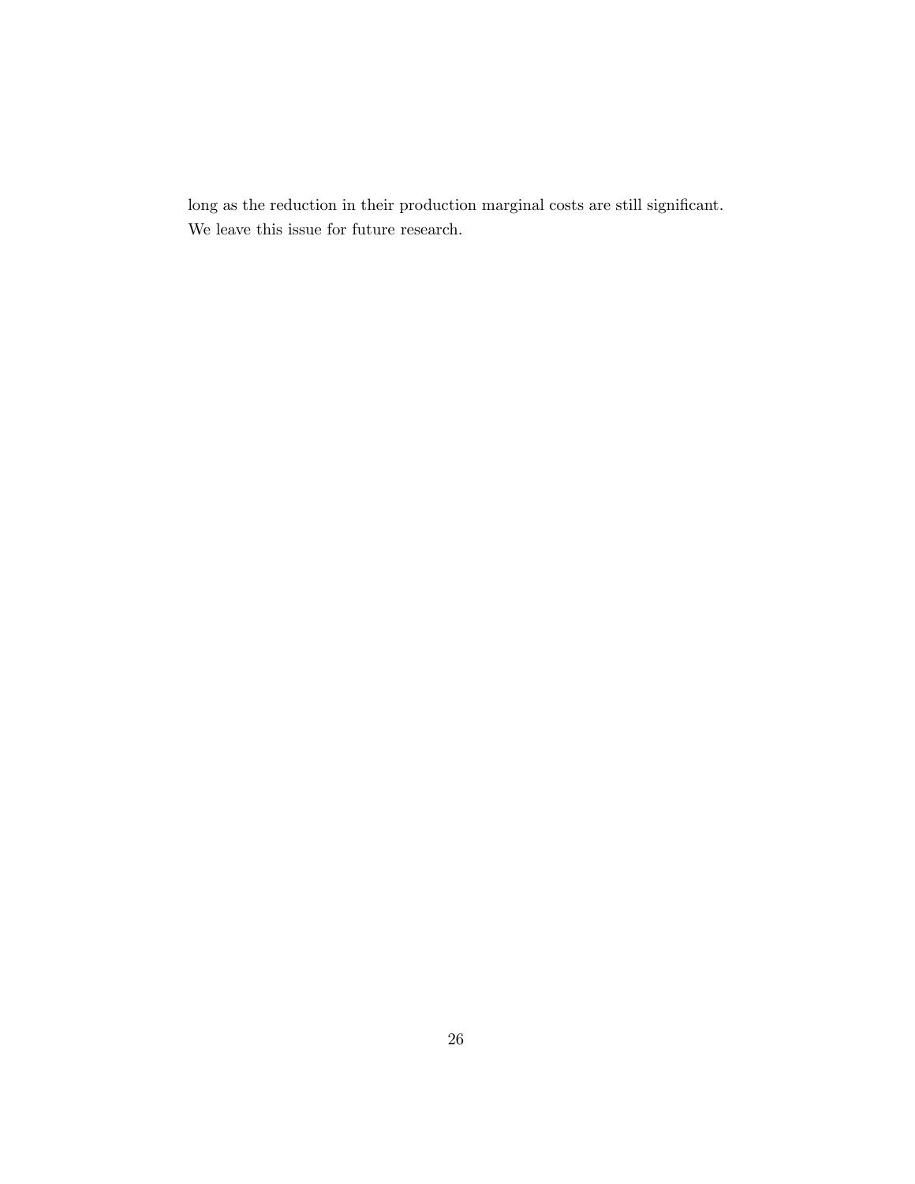long as the reduction in their production marginal costs are still significant. We leave this issue for future research.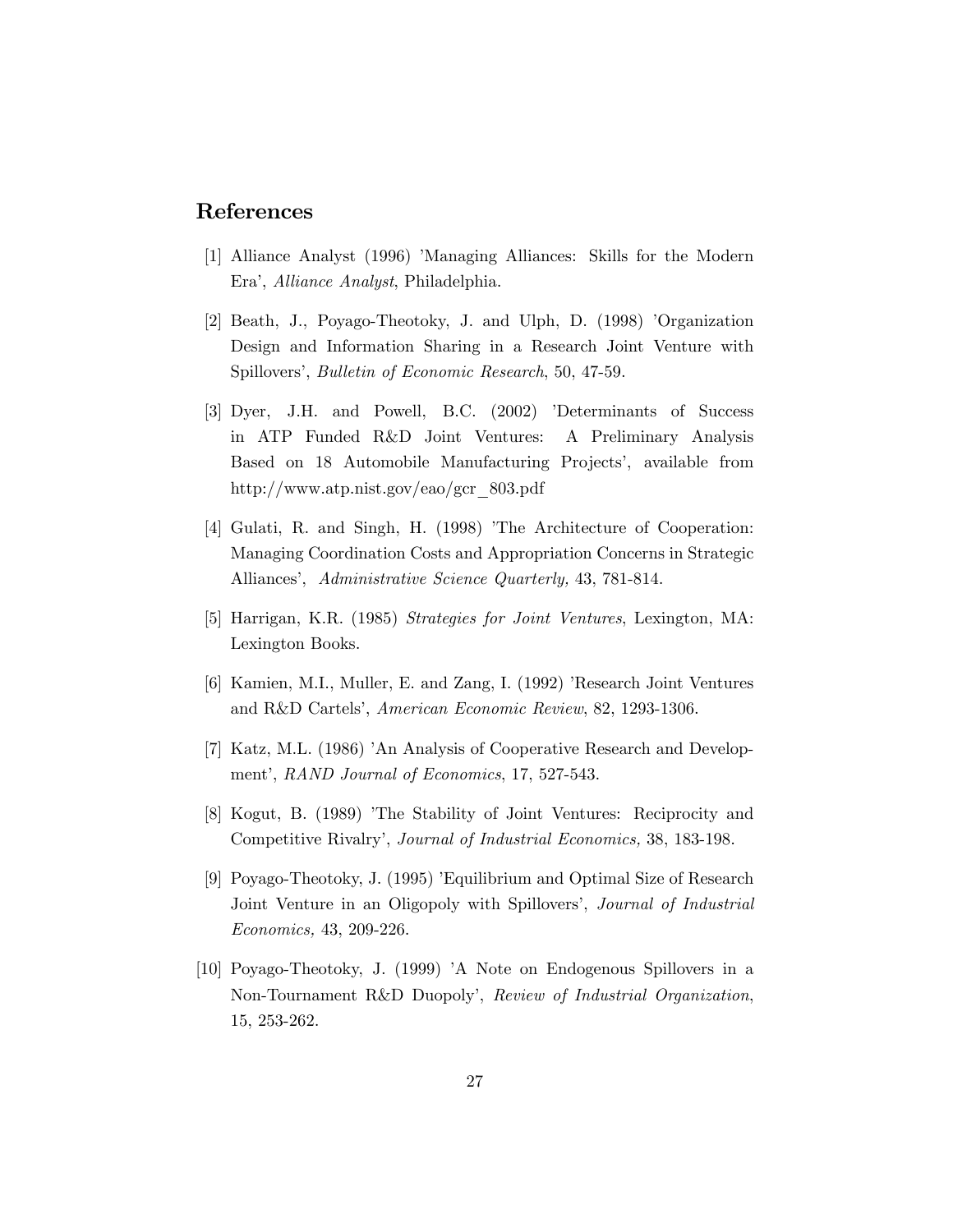## References

[1] Alliance Analyst (1996) 'Managing Alliances: Skills for the Modern Era', *Alliance Analyst*, Philadelphia.

[2] Beath, J., Poyago-Theotoky, J. and Ulph, D. (1998) 'Organization Design and Information Sharing in a Research Joint Venture with Spillovers', *Bulletin of Economic Research*, 50, 47-59.

[3] Dyer, J.H. and Powell, B.C. (2002) 'Determinants of Success in ATP Funded R&D Joint Ventures: A Preliminary Analysis Based on 18 Automobile Manufacturing Projects', available from http://www.atp.nist.gov/eao/gcr_803.pdf

[4] Gulati, R. and Singh, H. (1998) 'The Architecture of Cooperation: Managing Coordination Costs and Appropriation Concerns in Strategic Alliances', *Administrative Science Quarterly,* 43, 781-814.

[5] Harrigan, K.R. (1985) *Strategies for Joint Ventures*, Lexington, MA: Lexington Books.

[6] Kamien, M.I., Muller, E. and Zang, I. (1992) 'Research Joint Ventures and R&D Cartels', *American Economic Review*, 82, 1293-1306.

[7] Katz, M.L. (1986) 'An Analysis of Cooperative Research and Development', *RAND Journal of Economics*, 17, 527-543.

[8] Kogut, B. (1989) 'The Stability of Joint Ventures: Reciprocity and Competitive Rivalry', *Journal of Industrial Economics,* 38, 183-198.

[9] Poyago-Theotoky, J. (1995) 'Equilibrium and Optimal Size of Research Joint Venture in an Oligopoly with Spillovers', *Journal of Industrial Economics,* 43, 209-226.

[10] Poyago-Theotoky, J. (1999) 'A Note on Endogenous Spillovers in a Non-Tournament R&D Duopoly', *Review of Industrial Organization*, 15, 253-262.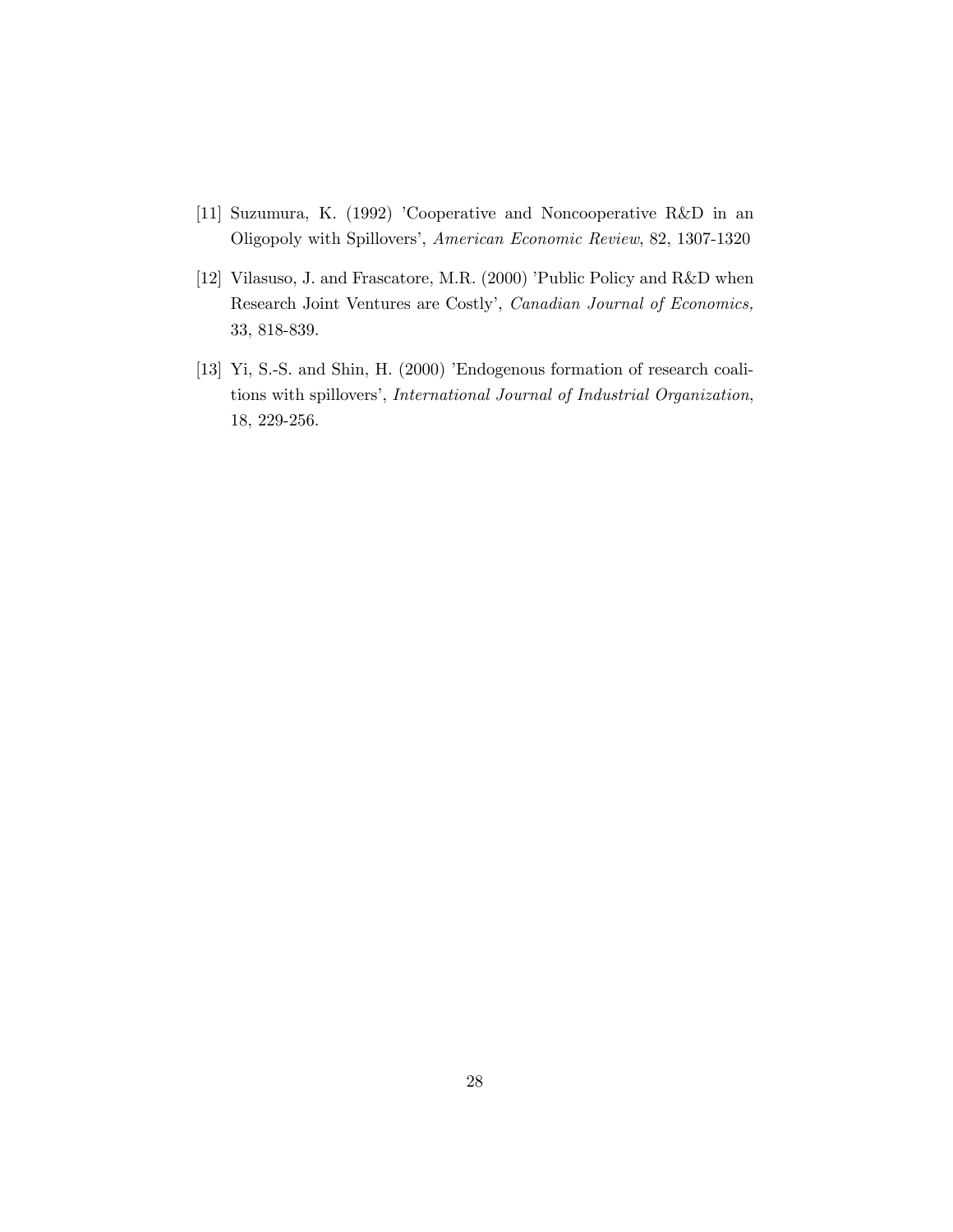[11] Suzumura, K. (1992) 'Cooperative and Noncooperative R&D in an Oligopoly with Spillovers', *American Economic Review*, 82, 1307-1320

[12] Vilasuso, J. and Frascatore, M.R. (2000) 'Public Policy and R&D when Research Joint Ventures are Costly', *Canadian Journal of Economics,* 33, 818-839.

[13] Yi, S.-S. and Shin, H. (2000) 'Endogenous formation of research coalitions with spillovers', *International Journal of Industrial Organization*, 18, 229-256.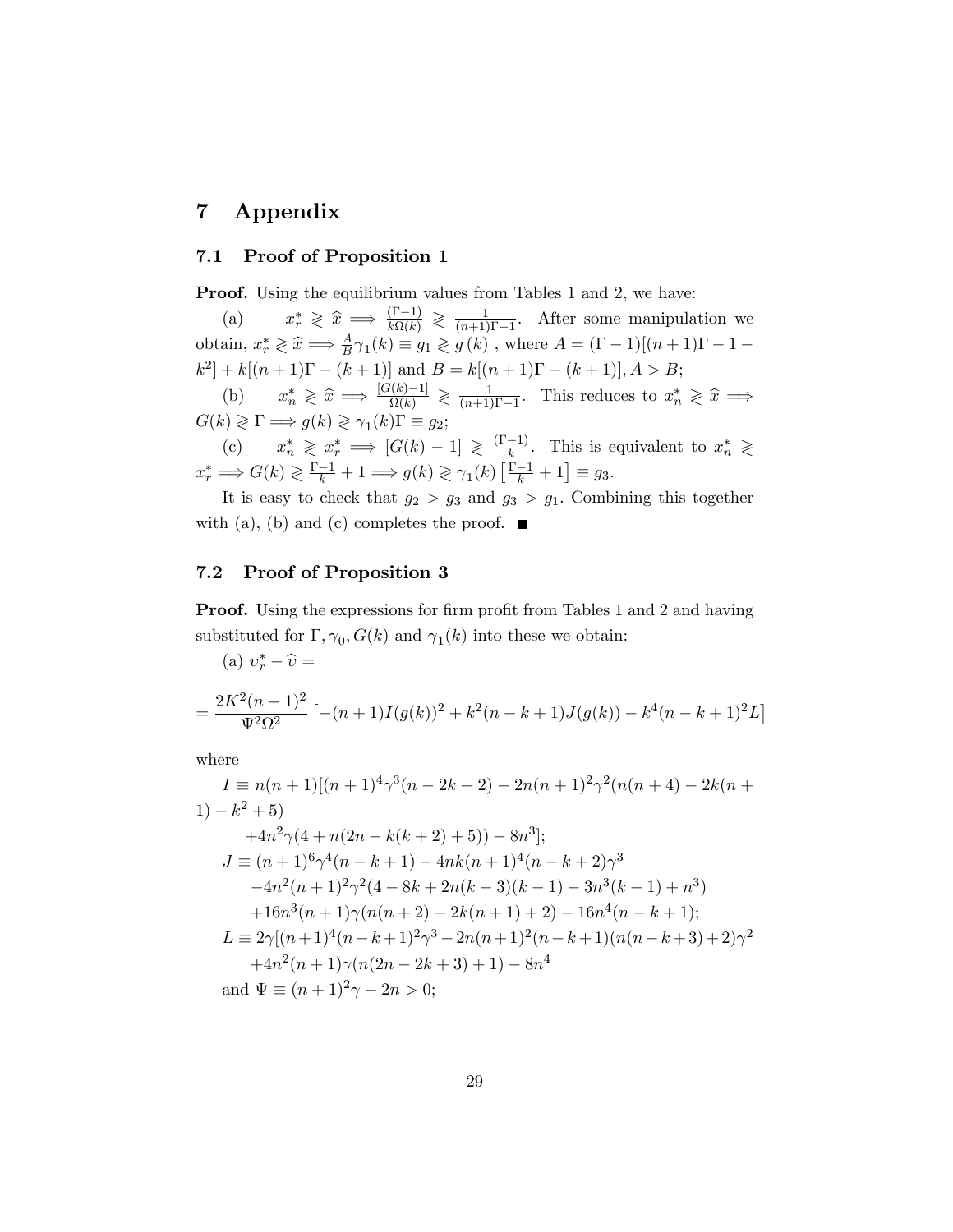# 7 Appendix

## 7.1 Proof of Proposition 1

**Proof.** Using the equilibrium values from Tables 1 and 2, we have:

(a) $x_r^* \gtrless \widehat{x} \implies \frac{(\Gamma-1)}{k\Omega(k)} \gtrless \frac{1}{(n+1)\Gamma-1}$. After some manipulation we obtain, $x_r^* \gtrless \widehat{x} \implies \frac{A}{B}\gamma_1(k) \equiv g_1 \gtrless g(k)$, where $A = (\Gamma-1)[(n+1)\Gamma - 1 - k^2] + k[(n+1)\Gamma - (k+1)]$ and $B = k[(n+1)\Gamma - (k+1)], A > B$;

(b) $x_n^* \gtrless \widehat{x} \implies \frac{[G(k)-1]}{\Omega(k)} \gtrless \frac{1}{(n+1)\Gamma-1}$. This reduces to $x_n^* \gtrless \widehat{x} \implies G(k) \gtrless \Gamma \implies g(k) \gtrless \gamma_1(k)\Gamma \equiv g_2$;

(c) $x_n^* \gtrless x_r^* \implies [G(k)-1] \gtrless \frac{(\Gamma-1)}{k}$. This is equivalent to $x_n^* \gtrless x_r^* \implies G(k) \gtrless \frac{\Gamma-1}{k} + 1 \implies g(k) \gtrless \gamma_1(k)\left[\frac{\Gamma-1}{k}+1\right] \equiv g_3$.

It is easy to check that $g_2 > g_3$ and $g_3 > g_1$. Combining this together with (a), (b) and (c) completes the proof. ■

## 7.2 Proof of Proposition 3

**Proof.** Using the expressions for firm profit from Tables 1 and 2 and having substituted for $\Gamma, \gamma_0, G(k)$ and $\gamma_1(k)$ into these we obtain:

(a) $\upsilon_r^* - \widehat{\upsilon} =$

$$= \frac{2K^2(n+1)^2}{\Psi^2\Omega^2}\left[-(n+1)I(g(k))^2 + k^2(n-k+1)J(g(k)) - k^4(n-k+1)^2 L\right]$$

where

$I \equiv n(n+1)[(n+1)^4\gamma^3(n-2k+2) - 2n(n+1)^2\gamma^2(n(n+4) - 2k(n+1) - k^2 + 5)$
$+4n^2\gamma(4 + n(2n - k(k+2) + 5)) - 8n^3]$;

$J \equiv (n+1)^6\gamma^4(n-k+1) - 4nk(n+1)^4(n-k+2)\gamma^3$
$-4n^2(n+1)^2\gamma^2(4 - 8k + 2n(k-3)(k-1) - 3n^3(k-1) + n^3)$
$+16n^3(n+1)\gamma(n(n+2) - 2k(n+1) + 2) - 16n^4(n-k+1)$;

$L \equiv 2\gamma[(n+1)^4(n-k+1)^2\gamma^3 - 2n(n+1)^2(n-k+1)(n(n-k+3)+2)\gamma^2$
$+4n^2(n+1)\gamma(n(2n-2k+3)+1) - 8n^4$

and $\Psi \equiv (n+1)^2\gamma - 2n > 0$;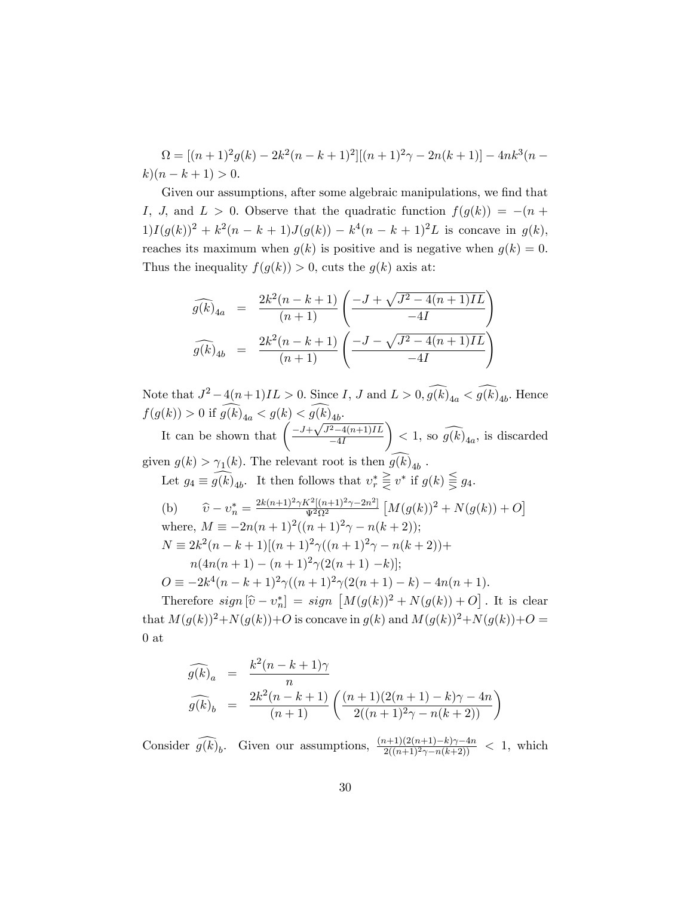$\Omega = [(n+1)^2 g(k) - 2k^2(n-k+1)^2][(n+1)^2\gamma - 2n(k+1)] - 4nk^3(n-k)(n-k+1) > 0$.

Given our assumptions, after some algebraic manipulations, we find that $I$, $J$, and $L > 0$. Observe that the quadratic function $f(g(k)) = -(n+1)I(g(k))^2 + k^2(n-k+1)J(g(k)) - k^4(n-k+1)^2 L$ is concave in $g(k)$, reaches its maximum when $g(k)$ is positive and is negative when $g(k) = 0$. Thus the inequality $f(g(k)) > 0$, cuts the $g(k)$ axis at:

$$
\begin{aligned}
\widehat{g(k)}_{4a} &= \frac{2k^2(n-k+1)}{(n+1)}\left(\frac{-J+\sqrt{J^2-4(n+1)IL}}{-4I}\right) \\
\widehat{g(k)}_{4b} &= \frac{2k^2(n-k+1)}{(n+1)}\left(\frac{-J-\sqrt{J^2-4(n+1)IL}}{-4I}\right)
\end{aligned}
$$

Note that $J^2 - 4(n+1)IL > 0$. Since $I$, $J$ and $L > 0$, $\widehat{g(k)}_{4a} < \widehat{g(k)}_{4b}$. Hence $f(g(k)) > 0$ if $\widehat{g(k)}_{4a} < g(k) < \widehat{g(k)}_{4b}$.

It can be shown that $\left(\frac{-J+\sqrt{J^2-4(n+1)IL}}{-4I}\right) < 1$, so $\widehat{g(k)}_{4a}$, is discarded given $g(k) > \gamma_1(k)$. The relevant root is then $\widehat{g(k)}_{4b}$ .

Let $g_4 \equiv \widehat{g(k)}_{4b}$. It then follows that $v_r^* \gtreqless v^*$ if $g(k) \lesseqgtr g_4$.

(b) $\quad \widehat{v} - v_n^* = \frac{2k(n+1)^2\gamma K^2[(n+1)^2\gamma - 2n^2]}{\Psi^2\Omega^2}\left[M(g(k))^2 + N(g(k)) + O\right]$

where, $M \equiv -2n(n+1)^2((n+1)^2\gamma - n(k+2))$;

$N \equiv 2k^2(n-k+1)[(n+1)^2\gamma((n+1)^2\gamma - n(k+2)) +$
$\quad n(4n(n+1) - (n+1)^2\gamma(2(n+1)-k)]$;

$O \equiv -2k^4(n-k+1)^2\gamma((n+1)^2\gamma(2(n+1)-k) - 4n(n+1)$.

Therefore $sign\,[\widehat{v} - v_n^*] = sign\,\left[M(g(k))^2 + N(g(k)) + O\right]$. It is clear that $M(g(k))^2 + N(g(k)) + O$ is concave in $g(k)$ and $M(g(k))^2 + N(g(k)) + O = 0$ at

$$
\begin{aligned}
\widehat{g(k)}_a &= \frac{k^2(n-k+1)\gamma}{n} \\
\widehat{g(k)}_b &= \frac{2k^2(n-k+1)}{(n+1)}\left(\frac{(n+1)(2(n+1)-k)\gamma - 4n}{2((n+1)^2\gamma - n(k+2))}\right)
\end{aligned}
$$

Consider $\widehat{g(k)}_b$. Given our assumptions, $\frac{(n+1)(2(n+1)-k)\gamma-4n}{2((n+1)^2\gamma-n(k+2))} < 1$, which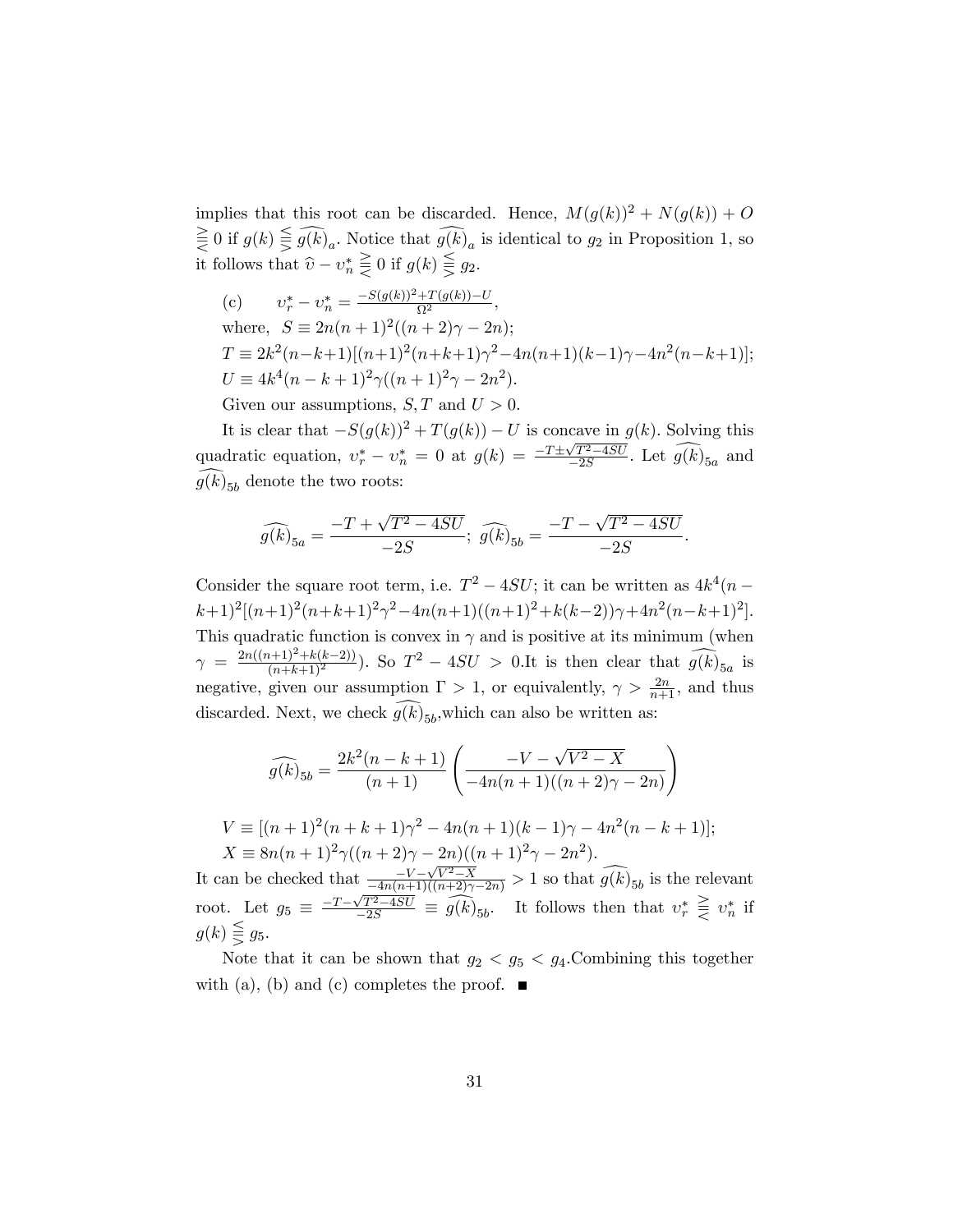implies that this root can be discarded. Hence, $M(g(k))^2 + N(g(k)) + O \gtreqless 0$ if $g(k) \lesseqgtr \widehat{g(k)}_a$. Notice that $\widehat{g(k)}_a$ is identical to $g_2$ in Proposition 1, so it follows that $\widehat{\upsilon} - \upsilon_n^* \gtreqless 0$ if $g(k) \lesseqgtr g_2$.

(c) $\upsilon_r^* - \upsilon_n^* = \frac{-S(g(k))^2 + T(g(k)) - U}{\Omega^2}$,

where, $S \equiv 2n(n+1)^2((n+2)\gamma - 2n)$;

$T \equiv 2k^2(n-k+1)[(n+1)^2(n+k+1)\gamma^2 - 4n(n+1)(k-1)\gamma - 4n^2(n-k+1)]$;

$U \equiv 4k^4(n-k+1)^2\gamma((n+1)^2\gamma - 2n^2)$.

Given our assumptions, $S, T$ and $U > 0$.

It is clear that $-S(g(k))^2 + T(g(k)) - U$ is concave in $g(k)$. Solving this quadratic equation, $\upsilon_r^* - \upsilon_n^* = 0$ at $g(k) = \frac{-T \pm \sqrt{T^2 - 4SU}}{-2S}$. Let $\widehat{g(k)}_{5a}$ and $\widehat{g(k)}_{5b}$ denote the two roots:

$$\widehat{g(k)}_{5a} = \frac{-T + \sqrt{T^2 - 4SU}}{-2S}; \ \widehat{g(k)}_{5b} = \frac{-T - \sqrt{T^2 - 4SU}}{-2S}.$$

Consider the square root term, i.e. $T^2 - 4SU$; it can be written as $4k^4(n-k+1)^2[(n+1)^2(n+k+1)^2\gamma^2 - 4n(n+1)((n+1)^2 + k(k-2))\gamma + 4n^2(n-k+1)^2]$. This quadratic function is convex in $\gamma$ and is positive at its minimum (when $\gamma = \frac{2n((n+1)^2 + k(k-2))}{(n+k+1)^2}$). So $T^2 - 4SU > 0$.It is then clear that $\widehat{g(k)}_{5a}$ is negative, given our assumption $\Gamma > 1$, or equivalently, $\gamma > \frac{2n}{n+1}$, and thus discarded. Next, we check $\widehat{g(k)}_{5b}$,which can also be written as:

$$\widehat{g(k)}_{5b} = \frac{2k^2(n-k+1)}{(n+1)} \left( \frac{-V - \sqrt{V^2 - X}}{-4n(n+1)((n+2)\gamma - 2n)} \right)$$

$V \equiv [(n+1)^2(n+k+1)\gamma^2 - 4n(n+1)(k-1)\gamma - 4n^2(n-k+1)]$;

$X \equiv 8n(n+1)^2\gamma((n+2)\gamma - 2n)((n+1)^2\gamma - 2n^2)$.

It can be checked that $\frac{-V - \sqrt{V^2 - X}}{-4n(n+1)((n+2)\gamma - 2n)} > 1$ so that $\widehat{g(k)}_{5b}$ is the relevant root. Let $g_5 \equiv \frac{-T - \sqrt{T^2 - 4SU}}{-2S} \equiv \widehat{g(k)}_{5b}$. It follows then that $\upsilon_r^* \gtreqless \upsilon_n^*$ if $g(k) \lesseqgtr g_5$.

Note that it can be shown that $g_2 < g_5 < g_4$.Combining this together with (a), (b) and (c) completes the proof. ■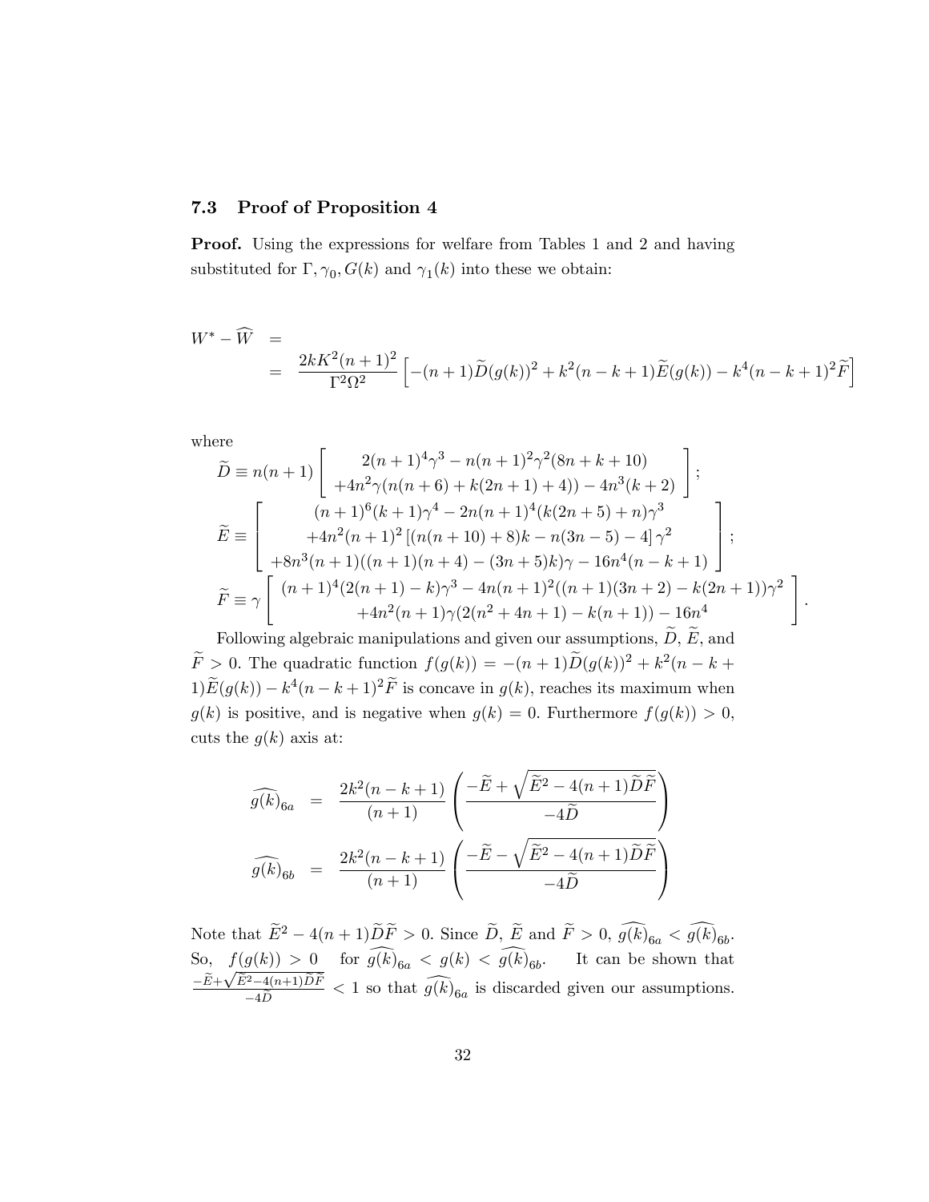### 7.3 Proof of Proposition 4

**Proof.** Using the expressions for welfare from Tables 1 and 2 and having substituted for $\Gamma, \gamma_0, G(k)$ and $\gamma_1(k)$ into these we obtain:

$$
\begin{aligned}
W^* - \widehat{W} &= \\
&= \frac{2kK^2(n+1)^2}{\Gamma^2 \Omega^2}\left[-(n+1)\widetilde{D}(g(k))^2 + k^2(n-k+1)\widetilde{E}(g(k)) - k^4(n-k+1)^2\widetilde{F}\right]
\end{aligned}
$$

where

$$
\widetilde{D} \equiv n(n+1)\left[\begin{array}{c} 2(n+1)^4\gamma^3 - n(n+1)^2\gamma^2(8n+k+10) \\ +4n^2\gamma(n(n+6)+k(2n+1)+4)) - 4n^3(k+2) \end{array}\right];
$$

$$
\widetilde{E} \equiv \left[\begin{array}{c} (n+1)^6(k+1)\gamma^4 - 2n(n+1)^4(k(2n+5)+n)\gamma^3 \\ +4n^2(n+1)^2\left[(n(n+10)+8)k - n(3n-5)-4\right]\gamma^2 \\ +8n^3(n+1)((n+1)(n+4)-(3n+5)k)\gamma - 16n^4(n-k+1) \end{array}\right];
$$

$$
\widetilde{F} \equiv \gamma\left[\begin{array}{c} (n+1)^4(2(n+1)-k)\gamma^3 - 4n(n+1)^2((n+1)(3n+2)-k(2n+1))\gamma^2 \\ +4n^2(n+1)\gamma(2(n^2+4n+1)-k(n+1)) - 16n^4 \end{array}\right].
$$

Following algebraic manipulations and given our assumptions, $\widetilde{D}$, $\widetilde{E}$, and $\widetilde{F} > 0$. The quadratic function $f(g(k)) = -(n+1)\widetilde{D}(g(k))^2 + k^2(n-k+1)\widetilde{E}(g(k)) - k^4(n-k+1)^2\widetilde{F}$ is concave in $g(k)$, reaches its maximum when $g(k)$ is positive, and is negative when $g(k) = 0$. Furthermore $f(g(k)) > 0$, cuts the $g(k)$ axis at:

$$
\widehat{g(k)}_{6a} = \frac{2k^2(n-k+1)}{(n+1)}\left(\frac{-\widetilde{E} + \sqrt{\widetilde{E}^2 - 4(n+1)\widetilde{D}\widetilde{F}}}{-4\widetilde{D}}\right)
$$

$$
\widehat{g(k)}_{6b} = \frac{2k^2(n-k+1)}{(n+1)}\left(\frac{-\widetilde{E} - \sqrt{\widetilde{E}^2 - 4(n+1)\widetilde{D}\widetilde{F}}}{-4\widetilde{D}}\right)
$$

Note that $\widetilde{E}^2 - 4(n+1)\widetilde{D}\widetilde{F} > 0$. Since $\widetilde{D}$, $\widetilde{E}$ and $\widetilde{F} > 0$, $\widehat{g(k)}_{6a} < \widehat{g(k)}_{6b}$. So, $f(g(k)) > 0$ for $\widehat{g(k)}_{6a} < g(k) < \widehat{g(k)}_{6b}$. It can be shown that $\frac{-\widetilde{E}+\sqrt{\widetilde{E}^2-4(n+1)\widetilde{D}\widetilde{F}}}{-4\widetilde{D}} < 1$ so that $\widehat{g(k)}_{6a}$ is discarded given our assumptions.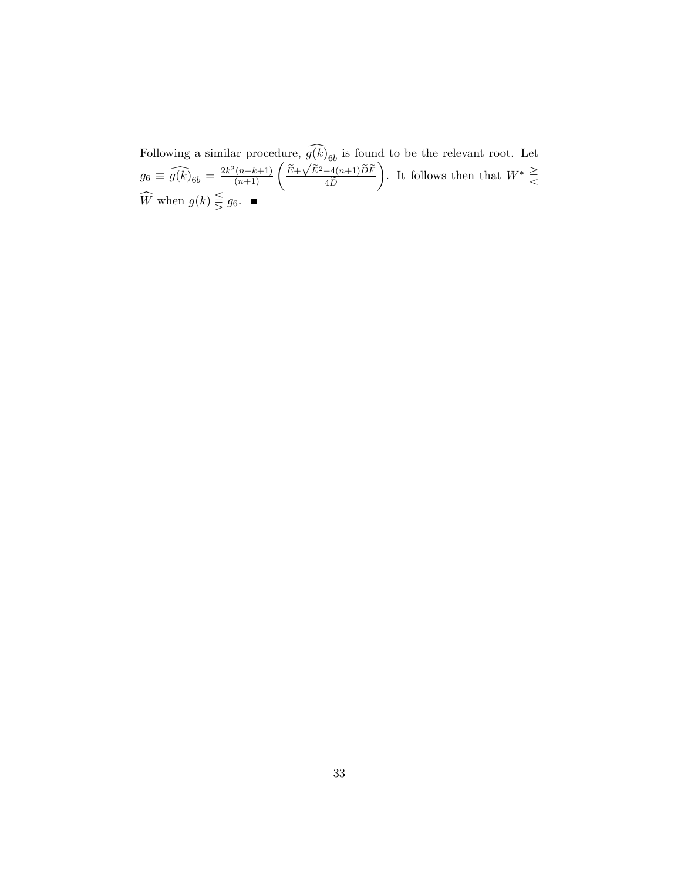Following a similar procedure, $\widehat{g(k)}_{6b}$ is found to be the relevant root. Let $g_6 \equiv \widehat{g(k)}_{6b} = \frac{2k^2(n-k+1)}{(n+1)} \left( \frac{\widetilde{E}+\sqrt{\widetilde{E}^2-4(n+1)\widetilde{D}\widetilde{F}}}{4\widetilde{D}} \right)$. It follows then that $W^* \gtreqless \widehat{W}$ when $g(k) \lesseqgtr g_6$. ■